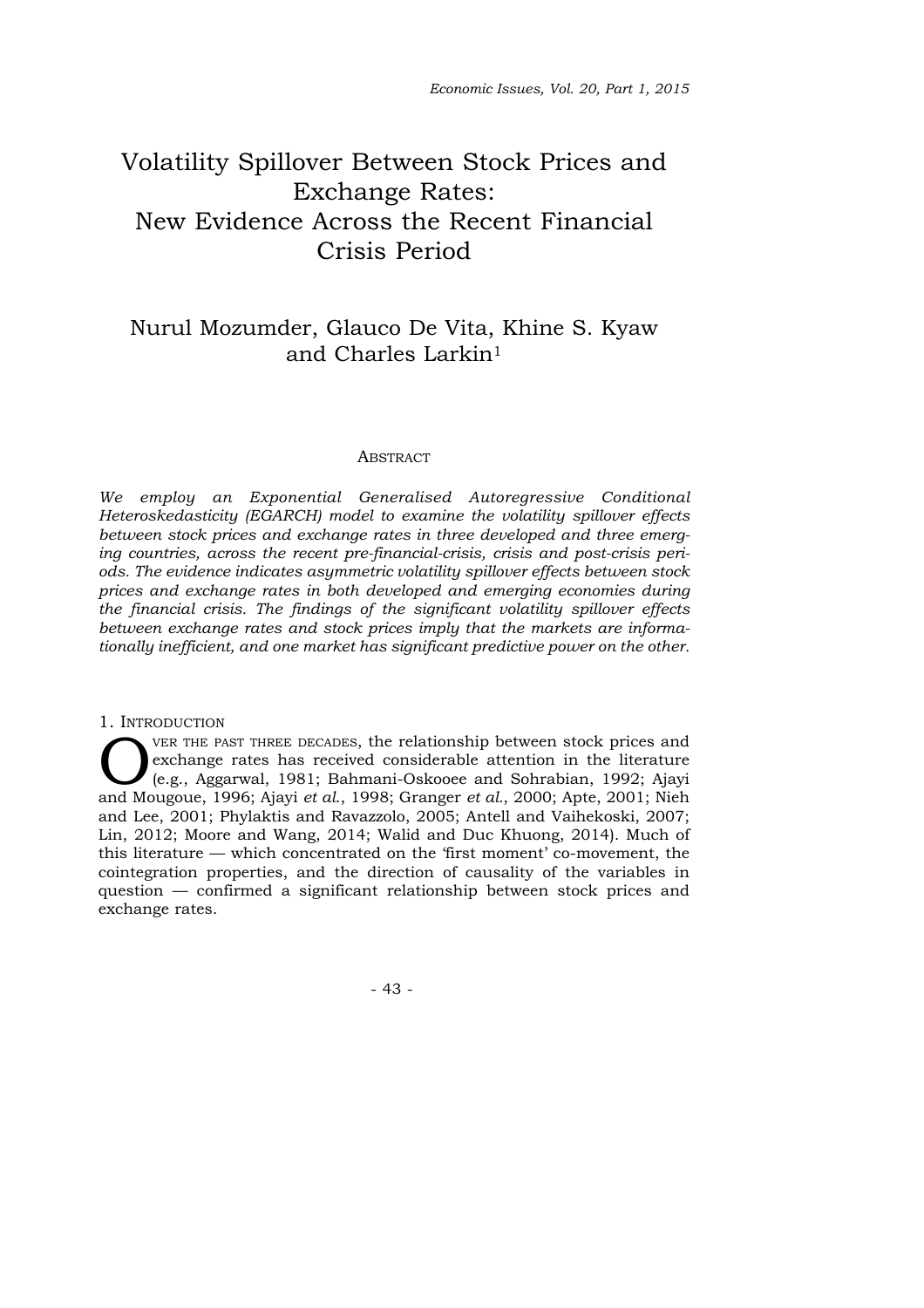# Volatility Spillover Between Stock Prices and Exchange Rates: New Evidence Across the Recent Financial Crisis Period

Nurul Mozumder, Glauco De Vita, Khine S. Kyaw and Charles Larkin[1]

## Abstract

*We employ an Exponential Generalised Autoregressive Conditional Heteroskedasticity (EGARCH) model to examine the volatility spillover effects between stock prices and exchange rates in three developed and three emerging countries, across the recent pre-financial-crisis, crisis and post-crisis periods. The evidence indicates asymmetric volatility spillover effects between stock prices and exchange rates in both developed and emerging economies during the financial crisis. The findings of the significant volatility spillover effects between exchange rates and stock prices imply that the markets are informationally inefficient, and one market has significant predictive power on the other.*

## 1. Introduction

Over the past three decades, the relationship between stock prices and exchange rates has received considerable attention in the literature (e.g., Aggarwal, 1981; Bahmani-Oskooee and Sohrabian, 1992; Ajayi and Mougoue, 1996; Ajayi *et al.*, 1998; Granger *et al.*, 2000; Apte, 2001; Nieh and Lee, 2001; Phylaktis and Ravazzolo, 2005; Antell and Vaihekoski, 2007; Lin, 2012; Moore and Wang, 2014; Walid and Duc Khuong, 2014). Much of this literature — which concentrated on the 'first moment' co-movement, the cointegration properties, and the direction of causality of the variables in question — confirmed a significant relationship between stock prices and exchange rates.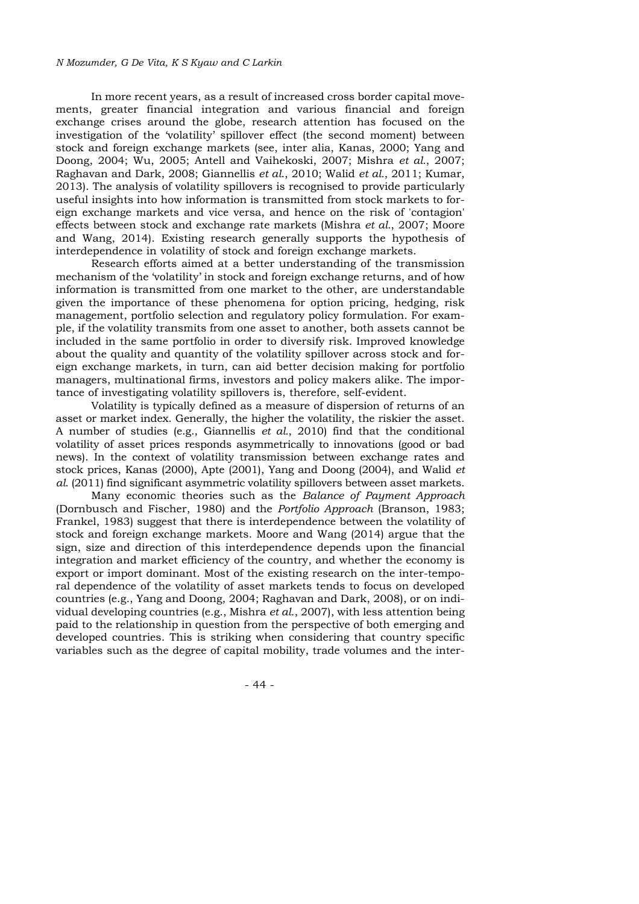In more recent years, as a result of increased cross border capital movements, greater financial integration and various financial and foreign exchange crises around the globe, research attention has focused on the investigation of the 'volatility' spillover effect (the second moment) between stock and foreign exchange markets (see, inter alia, Kanas, 2000; Yang and Doong, 2004; Wu, 2005; Antell and Vaihekoski, 2007; Mishra *et al*., 2007; Raghavan and Dark, 2008; Giannellis *et al*., 2010; Walid *et al*., 2011; Kumar, 2013). The analysis of volatility spillovers is recognised to provide particularly useful insights into how information is transmitted from stock markets to foreign exchange markets and vice versa, and hence on the risk of 'contagion' effects between stock and exchange rate markets (Mishra *et al*., 2007; Moore and Wang, 2014). Existing research generally supports the hypothesis of interdependence in volatility of stock and foreign exchange markets.

Research efforts aimed at a better understanding of the transmission mechanism of the 'volatility' in stock and foreign exchange returns, and of how information is transmitted from one market to the other, are understandable given the importance of these phenomena for option pricing, hedging, risk management, portfolio selection and regulatory policy formulation. For example, if the volatility transmits from one asset to another, both assets cannot be included in the same portfolio in order to diversify risk. Improved knowledge about the quality and quantity of the volatility spillover across stock and foreign exchange markets, in turn, can aid better decision making for portfolio managers, multinational firms, investors and policy makers alike. The importance of investigating volatility spillovers is, therefore, self-evident.

Volatility is typically defined as a measure of dispersion of returns of an asset or market index. Generally, the higher the volatility, the riskier the asset. A number of studies (e.g., Giannellis *et al*., 2010) find that the conditional volatility of asset prices responds asymmetrically to innovations (good or bad news). In the context of volatility transmission between exchange rates and stock prices, Kanas (2000), Apte (2001), Yang and Doong (2004), and Walid *et al*. (2011) find significant asymmetric volatility spillovers between asset markets.

Many economic theories such as the *Balance of Payment Approach* (Dornbusch and Fischer, 1980) and the *Portfolio Approach* (Branson, 1983; Frankel, 1983) suggest that there is interdependence between the volatility of stock and foreign exchange markets. Moore and Wang (2014) argue that the sign, size and direction of this interdependence depends upon the financial integration and market efficiency of the country, and whether the economy is export or import dominant. Most of the existing research on the inter-temporal dependence of the volatility of asset markets tends to focus on developed countries (e.g., Yang and Doong, 2004; Raghavan and Dark, 2008), or on individual developing countries (e.g., Mishra *et al*., 2007), with less attention being paid to the relationship in question from the perspective of both emerging and developed countries. This is striking when considering that country specific variables such as the degree of capital mobility, trade volumes and the inter-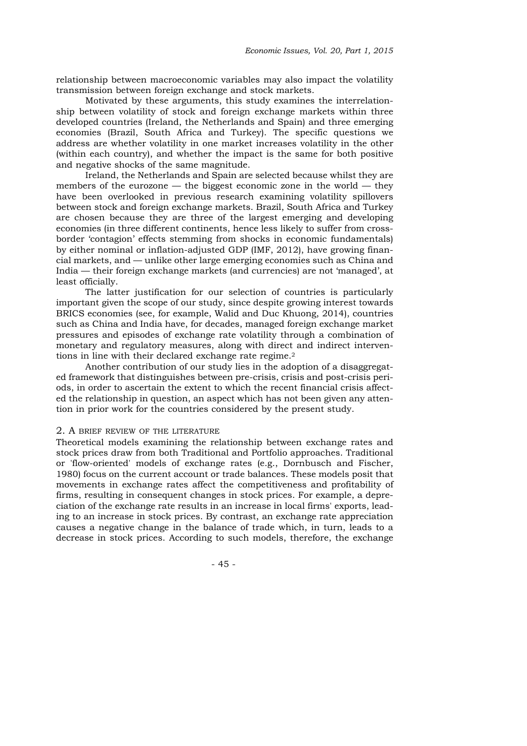relationship between macroeconomic variables may also impact the volatility transmission between foreign exchange and stock markets.

Motivated by these arguments, this study examines the interrelationship between volatility of stock and foreign exchange markets within three developed countries (Ireland, the Netherlands and Spain) and three emerging economies (Brazil, South Africa and Turkey). The specific questions we address are whether volatility in one market increases volatility in the other (within each country), and whether the impact is the same for both positive and negative shocks of the same magnitude.

Ireland, the Netherlands and Spain are selected because whilst they are members of the eurozone — the biggest economic zone in the world — they have been overlooked in previous research examining volatility spillovers between stock and foreign exchange markets. Brazil, South Africa and Turkey are chosen because they are three of the largest emerging and developing economies (in three different continents, hence less likely to suffer from cross-border 'contagion' effects stemming from shocks in economic fundamentals) by either nominal or inflation-adjusted GDP (IMF, 2012), have growing financial markets, and — unlike other large emerging economies such as China and India — their foreign exchange markets (and currencies) are not 'managed', at least officially.

The latter justification for our selection of countries is particularly important given the scope of our study, since despite growing interest towards BRICS economies (see, for example, Walid and Duc Khuong, 2014), countries such as China and India have, for decades, managed foreign exchange market pressures and episodes of exchange rate volatility through a combination of monetary and regulatory measures, along with direct and indirect interventions in line with their declared exchange rate regime.[2]

Another contribution of our study lies in the adoption of a disaggregated framework that distinguishes between pre-crisis, crisis and post-crisis periods, in order to ascertain the extent to which the recent financial crisis affected the relationship in question, an aspect which has not been given any attention in prior work for the countries considered by the present study.

## 2. A brief review of the literature

Theoretical models examining the relationship between exchange rates and stock prices draw from both Traditional and Portfolio approaches. Traditional or 'flow-oriented' models of exchange rates (e.g., Dornbusch and Fischer, 1980) focus on the current account or trade balances. These models posit that movements in exchange rates affect the competitiveness and profitability of firms, resulting in consequent changes in stock prices. For example, a depreciation of the exchange rate results in an increase in local firms' exports, leading to an increase in stock prices. By contrast, an exchange rate appreciation causes a negative change in the balance of trade which, in turn, leads to a decrease in stock prices. According to such models, therefore, the exchange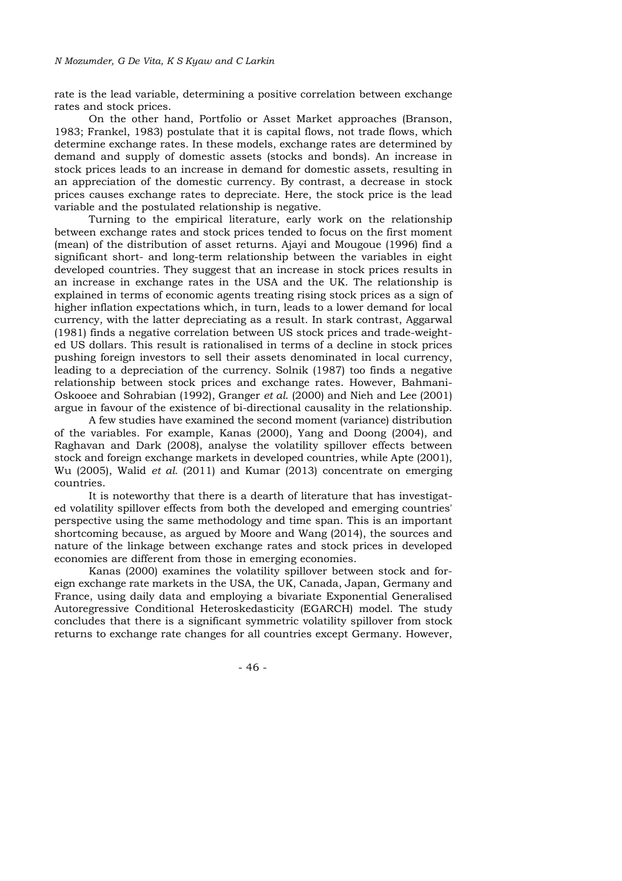rate is the lead variable, determining a positive correlation between exchange rates and stock prices.

On the other hand, Portfolio or Asset Market approaches (Branson, 1983; Frankel, 1983) postulate that it is capital flows, not trade flows, which determine exchange rates. In these models, exchange rates are determined by demand and supply of domestic assets (stocks and bonds). An increase in stock prices leads to an increase in demand for domestic assets, resulting in an appreciation of the domestic currency. By contrast, a decrease in stock prices causes exchange rates to depreciate. Here, the stock price is the lead variable and the postulated relationship is negative.

Turning to the empirical literature, early work on the relationship between exchange rates and stock prices tended to focus on the first moment (mean) of the distribution of asset returns. Ajayi and Mougoue (1996) find a significant short- and long-term relationship between the variables in eight developed countries. They suggest that an increase in stock prices results in an increase in exchange rates in the USA and the UK. The relationship is explained in terms of economic agents treating rising stock prices as a sign of higher inflation expectations which, in turn, leads to a lower demand for local currency, with the latter depreciating as a result. In stark contrast, Aggarwal (1981) finds a negative correlation between US stock prices and trade-weighted US dollars. This result is rationalised in terms of a decline in stock prices pushing foreign investors to sell their assets denominated in local currency, leading to a depreciation of the currency. Solnik (1987) too finds a negative relationship between stock prices and exchange rates. However, Bahmani-Oskooee and Sohrabian (1992), Granger *et al.* (2000) and Nieh and Lee (2001) argue in favour of the existence of bi-directional causality in the relationship.

A few studies have examined the second moment (variance) distribution of the variables. For example, Kanas (2000), Yang and Doong (2004), and Raghavan and Dark (2008), analyse the volatility spillover effects between stock and foreign exchange markets in developed countries, while Apte (2001), Wu (2005), Walid *et al.* (2011) and Kumar (2013) concentrate on emerging countries.

It is noteworthy that there is a dearth of literature that has investigated volatility spillover effects from both the developed and emerging countries' perspective using the same methodology and time span. This is an important shortcoming because, as argued by Moore and Wang (2014), the sources and nature of the linkage between exchange rates and stock prices in developed economies are different from those in emerging economies.

Kanas (2000) examines the volatility spillover between stock and foreign exchange rate markets in the USA, the UK, Canada, Japan, Germany and France, using daily data and employing a bivariate Exponential Generalised Autoregressive Conditional Heteroskedasticity (EGARCH) model. The study concludes that there is a significant symmetric volatility spillover from stock returns to exchange rate changes for all countries except Germany. However,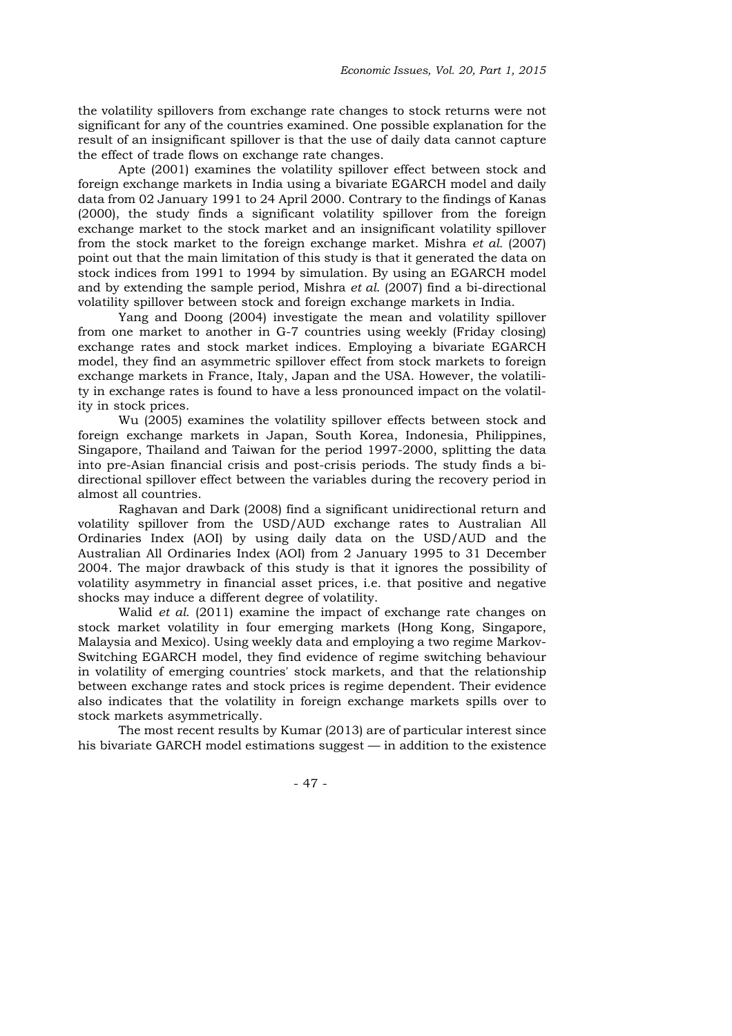the volatility spillovers from exchange rate changes to stock returns were not significant for any of the countries examined. One possible explanation for the result of an insignificant spillover is that the use of daily data cannot capture the effect of trade flows on exchange rate changes.

Apte (2001) examines the volatility spillover effect between stock and foreign exchange markets in India using a bivariate EGARCH model and daily data from 02 January 1991 to 24 April 2000. Contrary to the findings of Kanas (2000), the study finds a significant volatility spillover from the foreign exchange market to the stock market and an insignificant volatility spillover from the stock market to the foreign exchange market. Mishra *et al.* (2007) point out that the main limitation of this study is that it generated the data on stock indices from 1991 to 1994 by simulation. By using an EGARCH model and by extending the sample period, Mishra *et al.* (2007) find a bi-directional volatility spillover between stock and foreign exchange markets in India.

Yang and Doong (2004) investigate the mean and volatility spillover from one market to another in G-7 countries using weekly (Friday closing) exchange rates and stock market indices. Employing a bivariate EGARCH model, they find an asymmetric spillover effect from stock markets to foreign exchange markets in France, Italy, Japan and the USA. However, the volatility in exchange rates is found to have a less pronounced impact on the volatility in stock prices.

Wu (2005) examines the volatility spillover effects between stock and foreign exchange markets in Japan, South Korea, Indonesia, Philippines, Singapore, Thailand and Taiwan for the period 1997-2000, splitting the data into pre-Asian financial crisis and post-crisis periods. The study finds a bi-directional spillover effect between the variables during the recovery period in almost all countries.

Raghavan and Dark (2008) find a significant unidirectional return and volatility spillover from the USD/AUD exchange rates to Australian All Ordinaries Index (AOI) by using daily data on the USD/AUD and the Australian All Ordinaries Index (AOI) from 2 January 1995 to 31 December 2004. The major drawback of this study is that it ignores the possibility of volatility asymmetry in financial asset prices, i.e. that positive and negative shocks may induce a different degree of volatility.

Walid *et al.* (2011) examine the impact of exchange rate changes on stock market volatility in four emerging markets (Hong Kong, Singapore, Malaysia and Mexico). Using weekly data and employing a two regime Markov-Switching EGARCH model, they find evidence of regime switching behaviour in volatility of emerging countries' stock markets, and that the relationship between exchange rates and stock prices is regime dependent. Their evidence also indicates that the volatility in foreign exchange markets spills over to stock markets asymmetrically.

The most recent results by Kumar (2013) are of particular interest since his bivariate GARCH model estimations suggest — in addition to the existence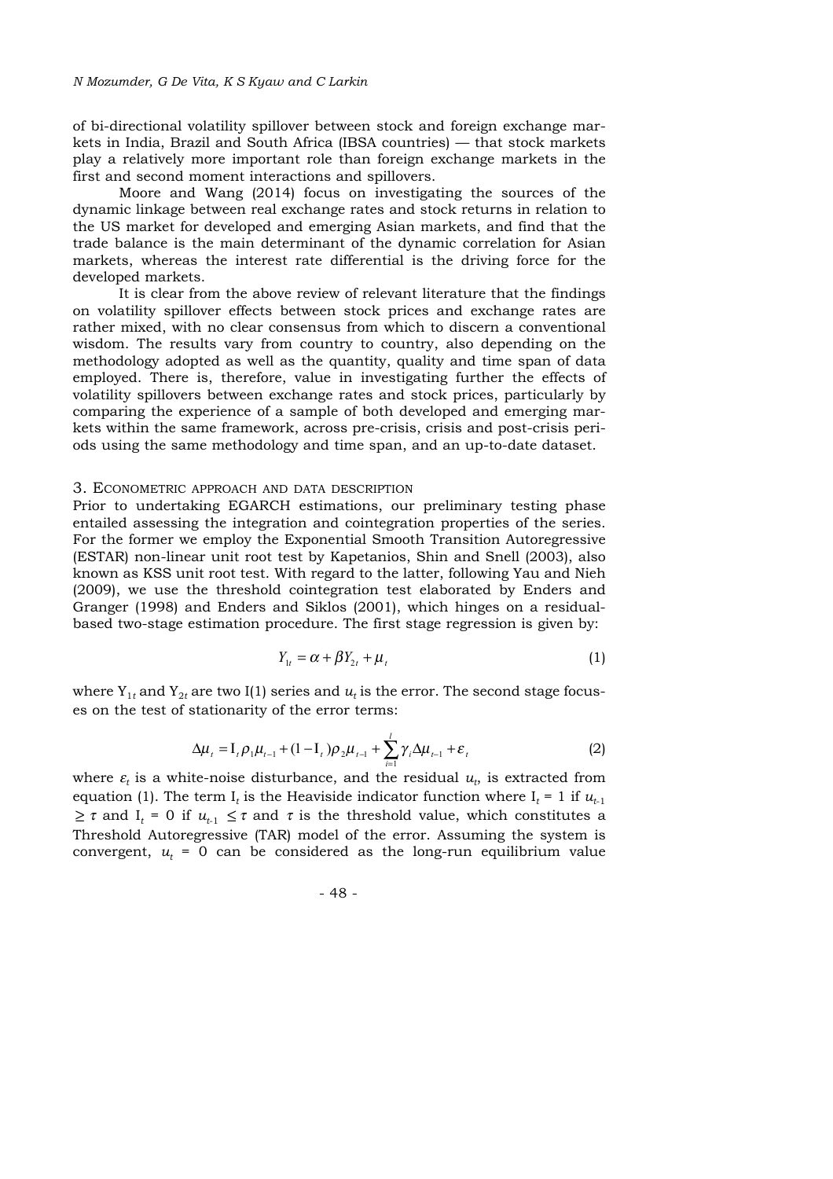of bi-directional volatility spillover between stock and foreign exchange markets in India, Brazil and South Africa (IBSA countries) — that stock markets play a relatively more important role than foreign exchange markets in the first and second moment interactions and spillovers.

Moore and Wang (2014) focus on investigating the sources of the dynamic linkage between real exchange rates and stock returns in relation to the US market for developed and emerging Asian markets, and find that the trade balance is the main determinant of the dynamic correlation for Asian markets, whereas the interest rate differential is the driving force for the developed markets.

It is clear from the above review of relevant literature that the findings on volatility spillover effects between stock prices and exchange rates are rather mixed, with no clear consensus from which to discern a conventional wisdom. The results vary from country to country, also depending on the methodology adopted as well as the quantity, quality and time span of data employed. There is, therefore, value in investigating further the effects of volatility spillovers between exchange rates and stock prices, particularly by comparing the experience of a sample of both developed and emerging markets within the same framework, across pre-crisis, crisis and post-crisis periods using the same methodology and time span, and an up-to-date dataset.

## 3. Econometric approach and data description

Prior to undertaking EGARCH estimations, our preliminary testing phase entailed assessing the integration and cointegration properties of the series. For the former we employ the Exponential Smooth Transition Autoregressive (ESTAR) non-linear unit root test by Kapetanios, Shin and Snell (2003), also known as KSS unit root test. With regard to the latter, following Yau and Nieh (2009), we use the threshold cointegration test elaborated by Enders and Granger (1998) and Enders and Siklos (2001), which hinges on a residual-based two-stage estimation procedure. The first stage regression is given by:

$$Y_{1t} = \alpha + \beta Y_{2t} + \mu_t \tag{1}$$

where $Y_{1t}$ and $Y_{2t}$ are two I(1) series and $u_t$ is the error. The second stage focuses on the test of stationarity of the error terms:

$$\Delta\mu_t = I_t \rho_1 \mu_{t-1} + (1 - I_t)\rho_2 \mu_{t-1} + \sum_{i=1}^{l} \gamma_i \Delta\mu_{t-1} + \varepsilon_t \tag{2}$$

where $\varepsilon_t$ is a white-noise disturbance, and the residual $u_t$, is extracted from equation (1). The term $I_t$ is the Heaviside indicator function where $I_t = 1$ if $u_{t-1} \geq \tau$ and $I_t = 0$ if $u_{t-1} \leq \tau$ and $\tau$ is the threshold value, which constitutes a Threshold Autoregressive (TAR) model of the error. Assuming the system is convergent, $u_t = 0$ can be considered as the long-run equilibrium value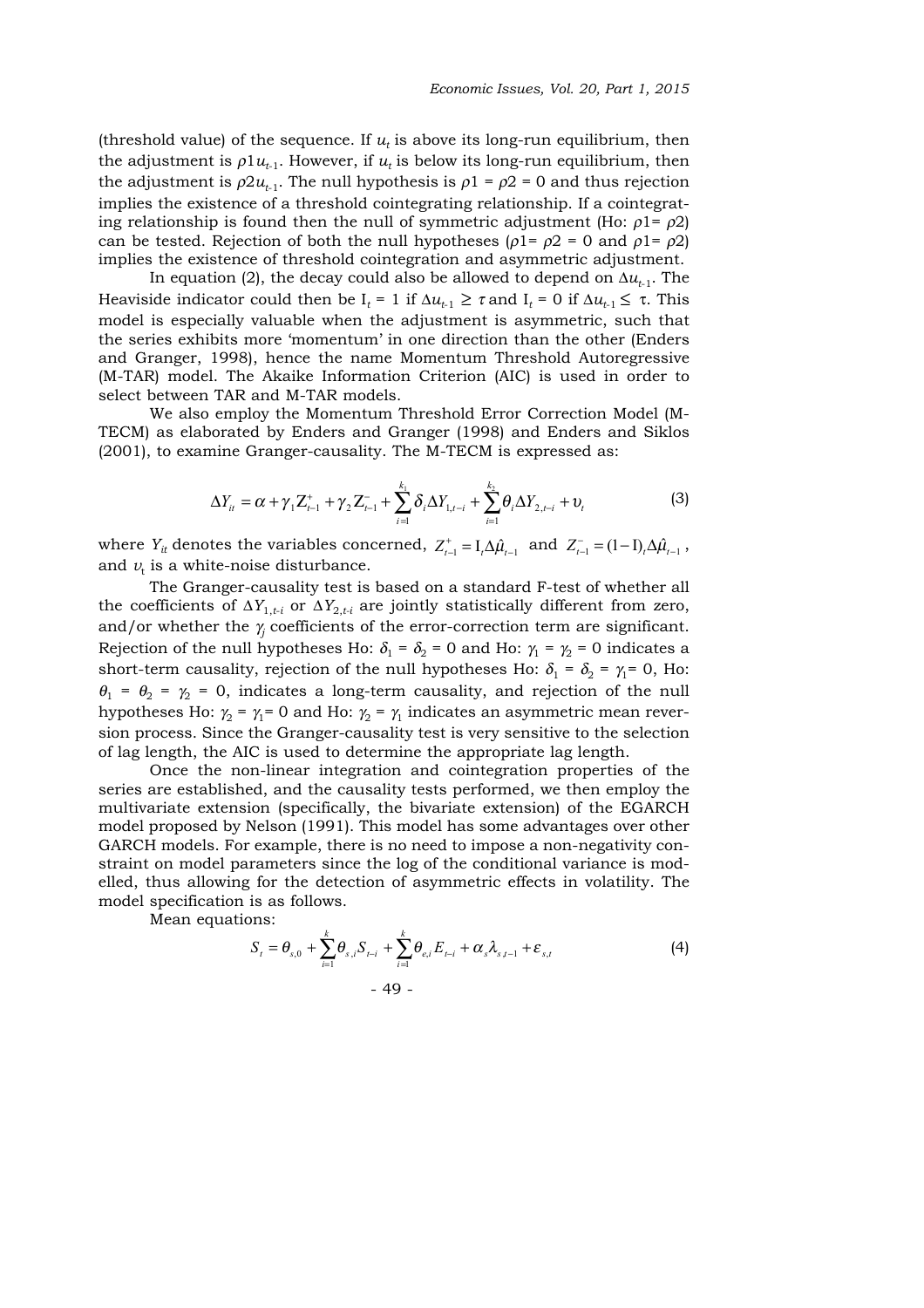(threshold value) of the sequence. If $u_t$ is above its long-run equilibrium, then the adjustment is $\rho 1 u_{t-1}$. However, if $u_t$ is below its long-run equilibrium, then the adjustment is $\rho 2 u_{t-1}$. The null hypothesis is $\rho 1 = \rho 2 = 0$ and thus rejection implies the existence of a threshold cointegrating relationship. If a cointegrating relationship is found then the null of symmetric adjustment (Ho: $\rho 1 = \rho 2$) can be tested. Rejection of both the null hypotheses ($\rho 1 = \rho 2 = 0$ and $\rho 1 = \rho 2$) implies the existence of threshold cointegration and asymmetric adjustment.

In equation (2), the decay could also be allowed to depend on $\Delta u_{t-1}$. The Heaviside indicator could then be $I_t = 1$ if $\Delta u_{t-1} \geq \tau$ and $I_t = 0$ if $\Delta u_{t-1} \leq \tau$. This model is especially valuable when the adjustment is asymmetric, such that the series exhibits more 'momentum' in one direction than the other (Enders and Granger, 1998), hence the name Momentum Threshold Autoregressive (M-TAR) model. The Akaike Information Criterion (AIC) is used in order to select between TAR and M-TAR models.

We also employ the Momentum Threshold Error Correction Model (M-TECM) as elaborated by Enders and Granger (1998) and Enders and Siklos (2001), to examine Granger-causality. The M-TECM is expressed as:

$$\Delta Y_{it} = \alpha + \gamma_1 Z_{t-1}^{+} + \gamma_2 Z_{t-1}^{-} + \sum_{i=1}^{k_1} \delta_i \Delta Y_{1,t-i} + \sum_{i=1}^{k_2} \theta_i \Delta Y_{2,t-i} + \upsilon_t \tag{3}$$

where $Y_{it}$ denotes the variables concerned, $Z_{t-1}^{+} = I_t \Delta \hat{\mu}_{t-1}$ and $Z_{t-1}^{-} = (1 - I)_t \Delta \hat{\mu}_{t-1}$, and $\upsilon_t$ is a white-noise disturbance.

The Granger-causality test is based on a standard F-test of whether all the coefficients of $\Delta Y_{1,t-i}$ or $\Delta Y_{2,t-i}$ are jointly statistically different from zero, and/or whether the $\gamma_j$ coefficients of the error-correction term are significant. Rejection of the null hypotheses Ho: $\delta_1 = \delta_2 = 0$ and Ho: $\gamma_1 = \gamma_2 = 0$ indicates a short-term causality, rejection of the null hypotheses Ho: $\delta_1 = \delta_2 = \gamma_1 = 0$, Ho: $\theta_1 = \theta_2 = \gamma_2 = 0$, indicates a long-term causality, and rejection of the null hypotheses Ho: $\gamma_2 = \gamma_1 = 0$ and Ho: $\gamma_2 = \gamma_1$ indicates an asymmetric mean reversion process. Since the Granger-causality test is very sensitive to the selection of lag length, the AIC is used to determine the appropriate lag length.

Once the non-linear integration and cointegration properties of the series are established, and the causality tests performed, we then employ the multivariate extension (specifically, the bivariate extension) of the EGARCH model proposed by Nelson (1991). This model has some advantages over other GARCH models. For example, there is no need to impose a non-negativity constraint on model parameters since the log of the conditional variance is modelled, thus allowing for the detection of asymmetric effects in volatility. The model specification is as follows.

Mean equations:

$$S_t = \theta_{s,0} + \sum_{i=1}^{k} \theta_{s,i} S_{t-i} + \sum_{i=1}^{k} \theta_{e,i} E_{t-i} + \alpha_s \lambda_{s,t-1} + \varepsilon_{s,t} \tag{4}$$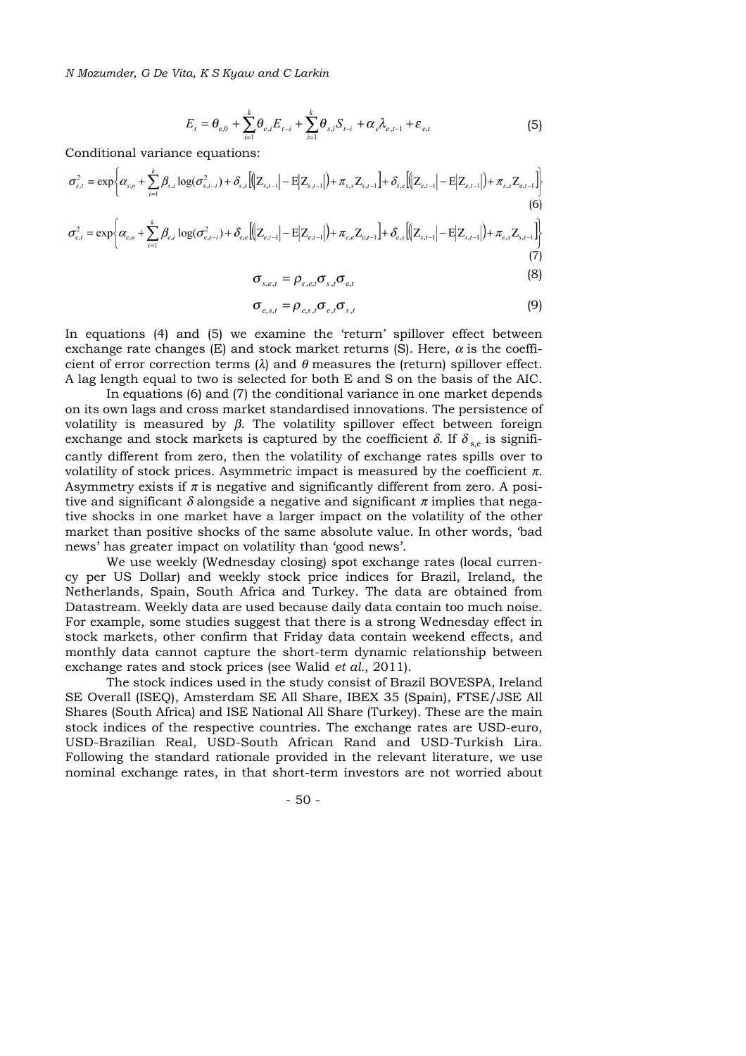$$E_t = \theta_{e,0} + \sum_{i=1}^{k} \theta_{e,i} E_{t-i} + \sum_{i=1}^{k} \theta_{s,i} S_{t-i} + \alpha_e \lambda_{e,t-1} + \varepsilon_{e,t} \tag{5}$$

Conditional variance equations:

$$\sigma_{s,t}^2 = \exp\left\{ \alpha_{s,o} + \sum_{i=1}^{k} \beta_{s,i} \log(\sigma_{s,t-i}^2) + \delta_{s,s}\left[ \left( \left| Z_{s,t-1} \right| - E\left| Z_{s,t-1} \right| \right) + \pi_{s,s} Z_{s,t-1} \right] + \delta_{s,e}\left[ \left( \left| Z_{e,t-1} \right| - E\left| Z_{e,t-1} \right| \right) + \pi_{s,e} Z_{e,t-1} \right] \right\} \tag{6}$$

$$\sigma_{e,t}^2 = \exp\left\{ \alpha_{e,o} + \sum_{i=1}^{k} \beta_{e,i} \log(\sigma_{e,t-i}^2) + \delta_{e,e}\left[ \left( \left| Z_{e,t-1} \right| - E\left| Z_{e,t-1} \right| \right) + \pi_{e,e} Z_{e,t-1} \right] + \delta_{e,s}\left[ \left( \left| Z_{s,t-1} \right| - E\left| Z_{s,t-1} \right| \right) + \pi_{e,s} Z_{s,t-1} \right] \right\} \tag{7}$$

$$\sigma_{s,e,t} = \rho_{s,e,t} \sigma_{s,t} \sigma_{e,t} \tag{8}$$

$$\sigma_{e,s,t} = \rho_{e,s,t} \sigma_{e,t} \sigma_{s,t} \tag{9}$$

In equations (4) and (5) we examine the 'return' spillover effect between exchange rate changes (E) and stock market returns (S). Here, $\alpha$ is the coefficient of error correction terms ($\lambda$) and $\theta$ measures the (return) spillover effect. A lag length equal to two is selected for both E and S on the basis of the AIC.

In equations (6) and (7) the conditional variance in one market depends on its own lags and cross market standardised innovations. The persistence of volatility is measured by $\beta$. The volatility spillover effect between foreign exchange and stock markets is captured by the coefficient $\delta$. If $\delta_{s,e}$ is significantly different from zero, then the volatility of exchange rates spills over to volatility of stock prices. Asymmetric impact is measured by the coefficient $\pi$. Asymmetry exists if $\pi$ is negative and significantly different from zero. A positive and significant $\delta$ alongside a negative and significant $\pi$ implies that negative shocks in one market have a larger impact on the volatility of the other market than positive shocks of the same absolute value. In other words, 'bad news' has greater impact on volatility than 'good news'.

We use weekly (Wednesday closing) spot exchange rates (local currency per US Dollar) and weekly stock price indices for Brazil, Ireland, the Netherlands, Spain, South Africa and Turkey. The data are obtained from Datastream. Weekly data are used because daily data contain too much noise. For example, some studies suggest that there is a strong Wednesday effect in stock markets, other confirm that Friday data contain weekend effects, and monthly data cannot capture the short-term dynamic relationship between exchange rates and stock prices (see Walid *et al.*, 2011).

The stock indices used in the study consist of Brazil BOVESPA, Ireland SE Overall (ISEQ), Amsterdam SE All Share, IBEX 35 (Spain), FTSE/JSE All Shares (South Africa) and ISE National All Share (Turkey). These are the main stock indices of the respective countries. The exchange rates are USD-euro, USD-Brazilian Real, USD-South African Rand and USD-Turkish Lira. Following the standard rationale provided in the relevant literature, we use nominal exchange rates, in that short-term investors are not worried about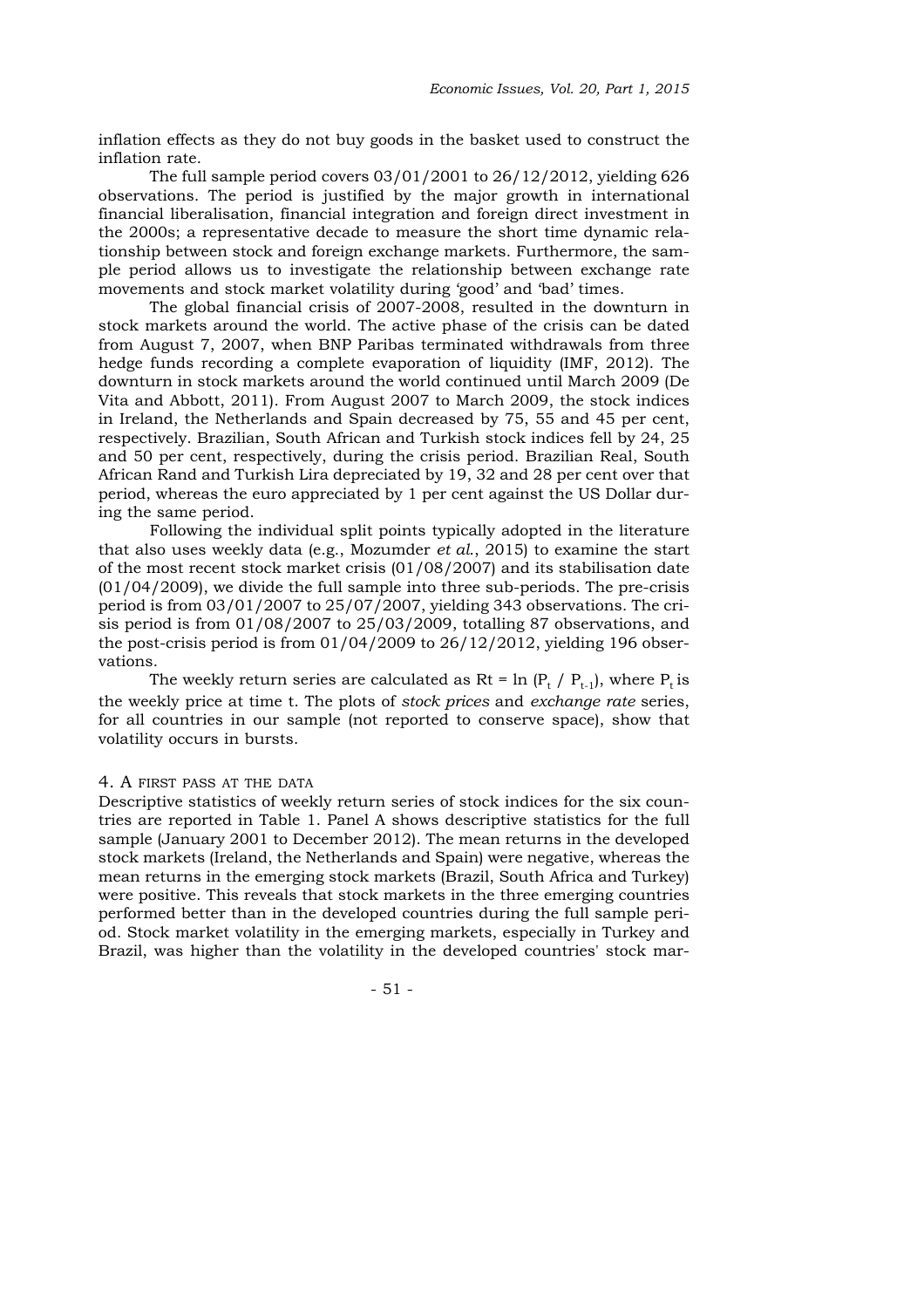inflation effects as they do not buy goods in the basket used to construct the inflation rate.

The full sample period covers 03/01/2001 to 26/12/2012, yielding 626 observations. The period is justified by the major growth in international financial liberalisation, financial integration and foreign direct investment in the 2000s; a representative decade to measure the short time dynamic relationship between stock and foreign exchange markets. Furthermore, the sample period allows us to investigate the relationship between exchange rate movements and stock market volatility during 'good' and 'bad' times.

The global financial crisis of 2007-2008, resulted in the downturn in stock markets around the world. The active phase of the crisis can be dated from August 7, 2007, when BNP Paribas terminated withdrawals from three hedge funds recording a complete evaporation of liquidity (IMF, 2012). The downturn in stock markets around the world continued until March 2009 (De Vita and Abbott, 2011). From August 2007 to March 2009, the stock indices in Ireland, the Netherlands and Spain decreased by 75, 55 and 45 per cent, respectively. Brazilian, South African and Turkish stock indices fell by 24, 25 and 50 per cent, respectively, during the crisis period. Brazilian Real, South African Rand and Turkish Lira depreciated by 19, 32 and 28 per cent over that period, whereas the euro appreciated by 1 per cent against the US Dollar during the same period.

Following the individual split points typically adopted in the literature that also uses weekly data (e.g., Mozumder *et al.*, 2015) to examine the start of the most recent stock market crisis (01/08/2007) and its stabilisation date (01/04/2009), we divide the full sample into three sub-periods. The pre-crisis period is from 03/01/2007 to 25/07/2007, yielding 343 observations. The crisis period is from 01/08/2007 to 25/03/2009, totalling 87 observations, and the post-crisis period is from 01/04/2009 to 26/12/2012, yielding 196 observations.

The weekly return series are calculated as $Rt = \ln (P_t / P_{t-1})$, where $P_t$ is the weekly price at time t. The plots of *stock prices* and *exchange rate* series, for all countries in our sample (not reported to conserve space), show that volatility occurs in bursts.

## 4. A FIRST PASS AT THE DATA

Descriptive statistics of weekly return series of stock indices for the six countries are reported in Table 1. Panel A shows descriptive statistics for the full sample (January 2001 to December 2012). The mean returns in the developed stock markets (Ireland, the Netherlands and Spain) were negative, whereas the mean returns in the emerging stock markets (Brazil, South Africa and Turkey) were positive. This reveals that stock markets in the three emerging countries performed better than in the developed countries during the full sample period. Stock market volatility in the emerging markets, especially in Turkey and Brazil, was higher than the volatility in the developed countries' stock mar-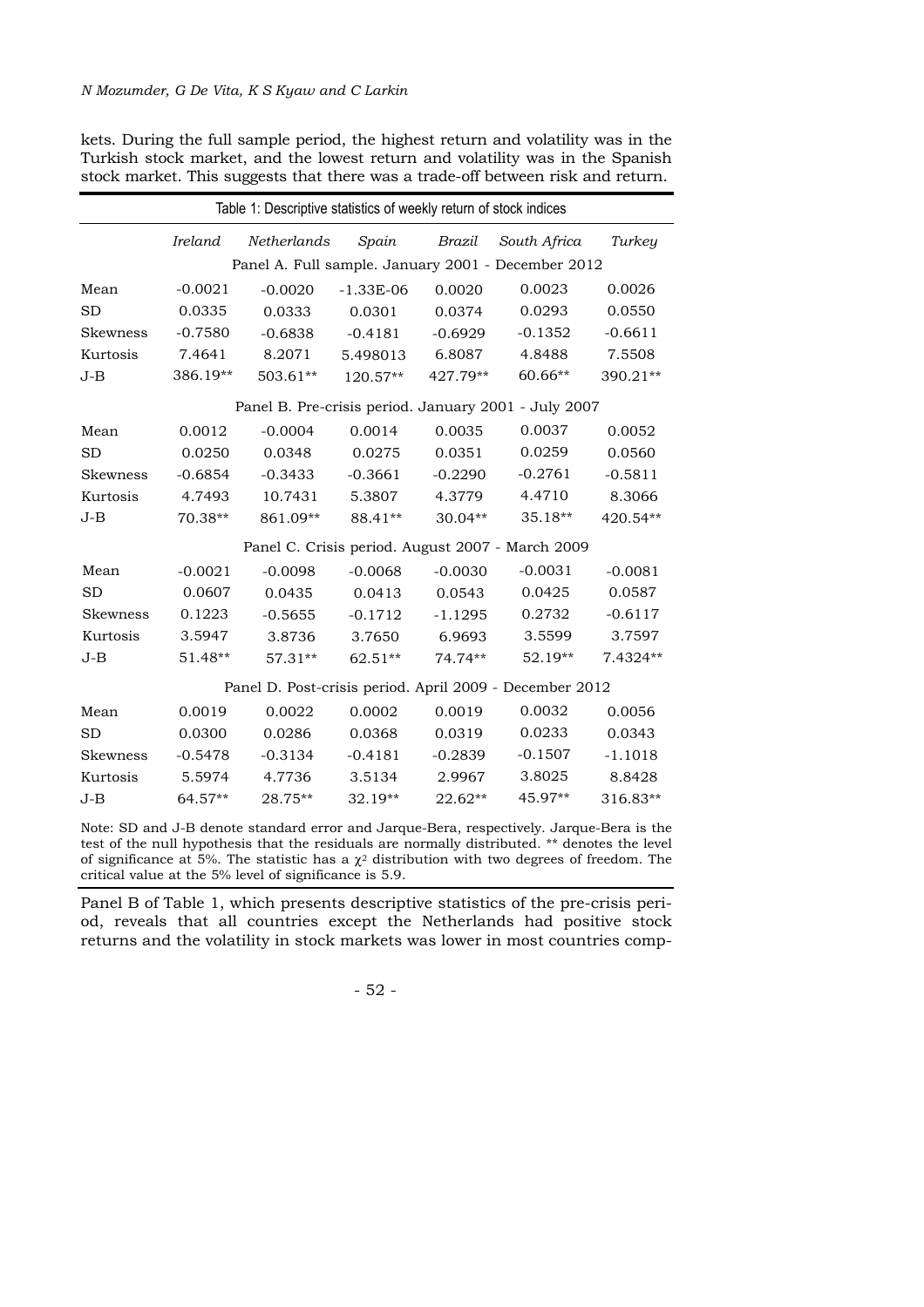kets. During the full sample period, the highest return and volatility was in the Turkish stock market, and the lowest return and volatility was in the Spanish stock market. This suggests that there was a trade-off between risk and return.

Table 1: Descriptive statistics of weekly return of stock indices

| | *Ireland* | *Netherlands* | *Spain* | *Brazil* | *South Africa* | *Turkey* |
|---|---|---|---|---|---|---|
| | Panel A. Full sample. January 2001 - December 2012 | | | | | |
| Mean | -0.0021 | -0.0020 | -1.33E-06 | 0.0020 | 0.0023 | 0.0026 |
| SD | 0.0335 | 0.0333 | 0.0301 | 0.0374 | 0.0293 | 0.0550 |
| Skewness | -0.7580 | -0.6838 | -0.4181 | -0.6929 | -0.1352 | -0.6611 |
| Kurtosis | 7.4641 | 8.2071 | 5.498013 | 6.8087 | 4.8488 | 7.5508 |
| J-B | 386.19** | 503.61** | 120.57** | 427.79** | 60.66** | 390.21** |
| | Panel B. Pre-crisis period. January 2001 - July 2007 | | | | | |
| Mean | 0.0012 | -0.0004 | 0.0014 | 0.0035 | 0.0037 | 0.0052 |
| SD | 0.0250 | 0.0348 | 0.0275 | 0.0351 | 0.0259 | 0.0560 |
| Skewness | -0.6854 | -0.3433 | -0.3661 | -0.2290 | -0.2761 | -0.5811 |
| Kurtosis | 4.7493 | 10.7431 | 5.3807 | 4.3779 | 4.4710 | 8.3066 |
| J-B | 70.38** | 861.09** | 88.41** | 30.04** | 35.18** | 420.54** |
| | Panel C. Crisis period. August 2007 - March 2009 | | | | | |
| Mean | -0.0021 | -0.0098 | -0.0068 | -0.0030 | -0.0031 | -0.0081 |
| SD | 0.0607 | 0.0435 | 0.0413 | 0.0543 | 0.0425 | 0.0587 |
| Skewness | 0.1223 | -0.5655 | -0.1712 | -1.1295 | 0.2732 | -0.6117 |
| Kurtosis | 3.5947 | 3.8736 | 3.7650 | 6.9693 | 3.5599 | 3.7597 |
| J-B | 51.48** | 57.31** | 62.51** | 74.74** | 52.19** | 7.4324** |
| | Panel D. Post-crisis period. April 2009 - December 2012 | | | | | |
| Mean | 0.0019 | 0.0022 | 0.0002 | 0.0019 | 0.0032 | 0.0056 |
| SD | 0.0300 | 0.0286 | 0.0368 | 0.0319 | 0.0233 | 0.0343 |
| Skewness | -0.5478 | -0.3134 | -0.4181 | -0.2839 | -0.1507 | -1.1018 |
| Kurtosis | 5.5974 | 4.7736 | 3.5134 | 2.9967 | 3.8025 | 8.8428 |
| J-B | 64.57** | 28.75** | 32.19** | 22.62** | 45.97** | 316.83** |

Note: SD and J-B denote standard error and Jarque-Bera, respectively. Jarque-Bera is the test of the null hypothesis that the residuals are normally distributed. ** denotes the level of significance at 5%. The statistic has a $\chi^2$ distribution with two degrees of freedom. The critical value at the 5% level of significance is 5.9.

Panel B of Table 1, which presents descriptive statistics of the pre-crisis period, reveals that all countries except the Netherlands had positive stock returns and the volatility in stock markets was lower in most countries comp-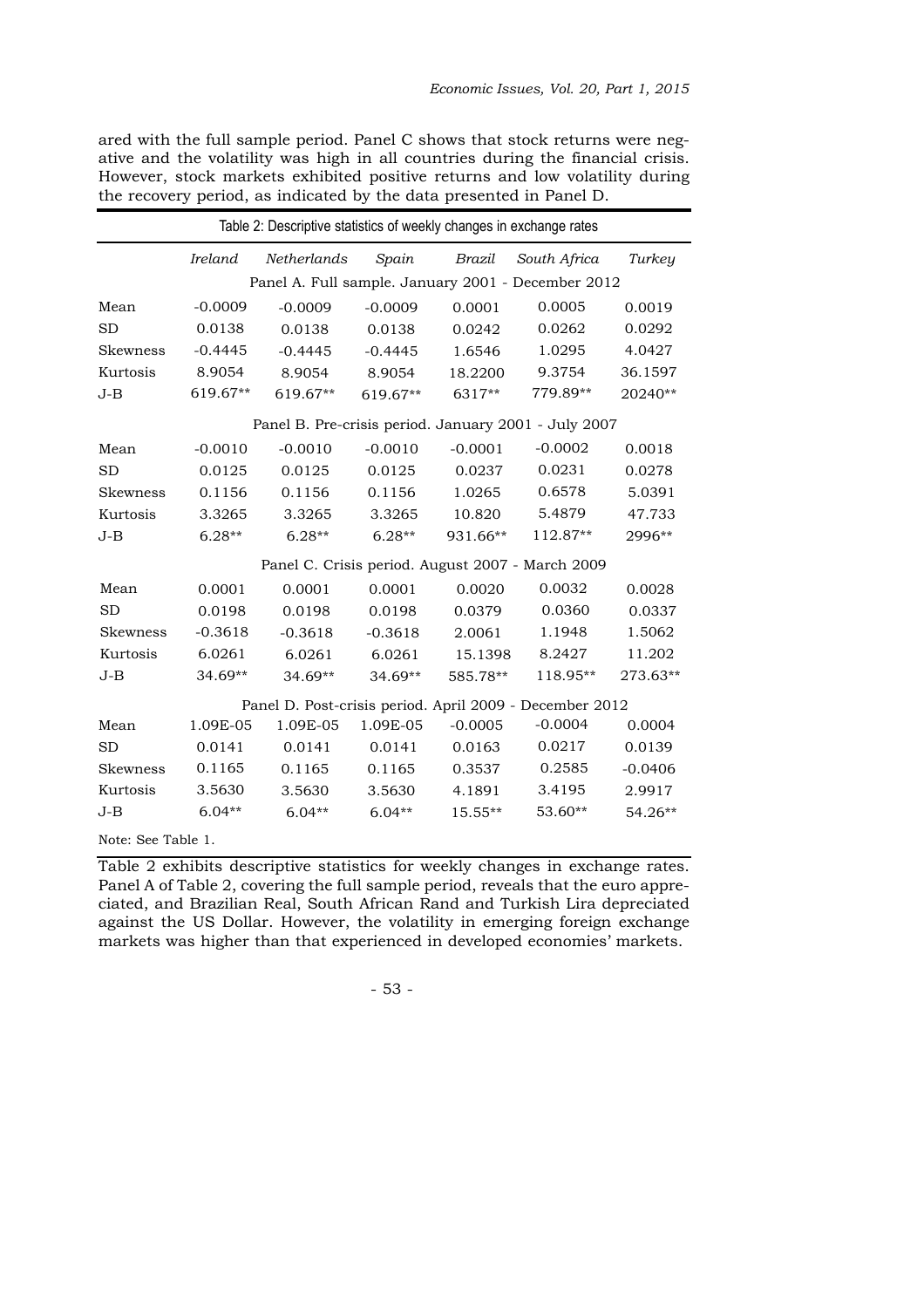ared with the full sample period. Panel C shows that stock returns were negative and the volatility was high in all countries during the financial crisis. However, stock markets exhibited positive returns and low volatility during the recovery period, as indicated by the data presented in Panel D.

Table 2: Descriptive statistics of weekly changes in exchange rates

| | *Ireland* | *Netherlands* | *Spain* | *Brazil* | *South Africa* | *Turkey* |
|---|---|---|---|---|---|---|
| | Panel A. Full sample. January 2001 - December 2012 | | | | | |
| Mean | -0.0009 | -0.0009 | -0.0009 | 0.0001 | 0.0005 | 0.0019 |
| SD | 0.0138 | 0.0138 | 0.0138 | 0.0242 | 0.0262 | 0.0292 |
| Skewness | -0.4445 | -0.4445 | -0.4445 | 1.6546 | 1.0295 | 4.0427 |
| Kurtosis | 8.9054 | 8.9054 | 8.9054 | 18.2200 | 9.3754 | 36.1597 |
| J-B | 619.67** | 619.67** | 619.67** | 6317** | 779.89** | 20240** |
| | Panel B. Pre-crisis period. January 2001 - July 2007 | | | | | |
| Mean | -0.0010 | -0.0010 | -0.0010 | -0.0001 | -0.0002 | 0.0018 |
| SD | 0.0125 | 0.0125 | 0.0125 | 0.0237 | 0.0231 | 0.0278 |
| Skewness | 0.1156 | 0.1156 | 0.1156 | 1.0265 | 0.6578 | 5.0391 |
| Kurtosis | 3.3265 | 3.3265 | 3.3265 | 10.820 | 5.4879 | 47.733 |
| J-B | 6.28** | 6.28** | 6.28** | 931.66** | 112.87** | 2996** |
| | Panel C. Crisis period. August 2007 - March 2009 | | | | | |
| Mean | 0.0001 | 0.0001 | 0.0001 | 0.0020 | 0.0032 | 0.0028 |
| SD | 0.0198 | 0.0198 | 0.0198 | 0.0379 | 0.0360 | 0.0337 |
| Skewness | -0.3618 | -0.3618 | -0.3618 | 2.0061 | 1.1948 | 1.5062 |
| Kurtosis | 6.0261 | 6.0261 | 6.0261 | 15.1398 | 8.2427 | 11.202 |
| J-B | 34.69** | 34.69** | 34.69** | 585.78** | 118.95** | 273.63** |
| | Panel D. Post-crisis period. April 2009 - December 2012 | | | | | |
| Mean | 1.09E-05 | 1.09E-05 | 1.09E-05 | -0.0005 | -0.0004 | 0.0004 |
| SD | 0.0141 | 0.0141 | 0.0141 | 0.0163 | 0.0217 | 0.0139 |
| Skewness | 0.1165 | 0.1165 | 0.1165 | 0.3537 | 0.2585 | -0.0406 |
| Kurtosis | 3.5630 | 3.5630 | 3.5630 | 4.1891 | 3.4195 | 2.9917 |
| J-B | 6.04** | 6.04** | 6.04** | 15.55** | 53.60** | 54.26** |

Note: See Table 1.

Table 2 exhibits descriptive statistics for weekly changes in exchange rates. Panel A of Table 2, covering the full sample period, reveals that the euro appreciated, and Brazilian Real, South African Rand and Turkish Lira depreciated against the US Dollar. However, the volatility in emerging foreign exchange markets was higher than that experienced in developed economies' markets.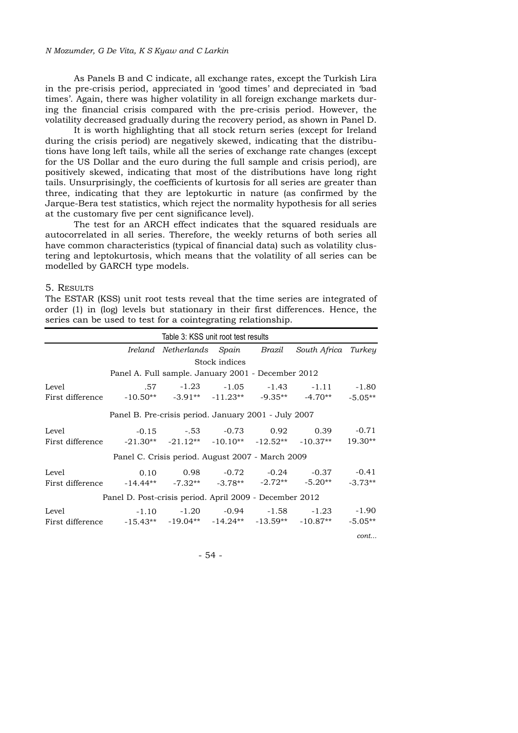As Panels B and C indicate, all exchange rates, except the Turkish Lira in the pre-crisis period, appreciated in 'good times' and depreciated in 'bad times'. Again, there was higher volatility in all foreign exchange markets during the financial crisis compared with the pre-crisis period. However, the volatility decreased gradually during the recovery period, as shown in Panel D.

It is worth highlighting that all stock return series (except for Ireland during the crisis period) are negatively skewed, indicating that the distributions have long left tails, while all the series of exchange rate changes (except for the US Dollar and the euro during the full sample and crisis period), are positively skewed, indicating that most of the distributions have long right tails. Unsurprisingly, the coefficients of kurtosis for all series are greater than three, indicating that they are leptokurtic in nature (as confirmed by the Jarque-Bera test statistics, which reject the normality hypothesis for all series at the customary five per cent significance level).

The test for an ARCH effect indicates that the squared residuals are autocorrelated in all series. Therefore, the weekly returns of both series all have common characteristics (typical of financial data) such as volatility clustering and leptokurtosis, which means that the volatility of all series can be modelled by GARCH type models.

## 5. Results

The ESTAR (KSS) unit root tests reveal that the time series are integrated of order (1) in (log) levels but stationary in their first differences. Hence, the series can be used to test for a cointegrating relationship.

Table 3: KSS unit root test results

| | *Ireland* | *Netherlands* | *Spain* | *Brazil* | *South Africa* | *Turkey* |
|---|---|---|---|---|---|---|
| | | | Stock indices | | | |
| | Panel A. Full sample. January 2001 - December 2012 | | | | | |
| Level | .57 | -1.23 | -1.05 | -1.43 | -1.11 | -1.80 |
| First difference | -10.50** | -3.91** | -11.23** | -9.35** | -4.70** | -5.05** |
| | Panel B. Pre-crisis period. January 2001 - July 2007 | | | | | |
| Level | -0.15 | -.53 | -0.73 | 0.92 | 0.39 | -0.71 |
| First difference | -21.30** | -21.12** | -10.10** | -12.52** | -10.37** | 19.30** |
| | Panel C. Crisis period. August 2007 - March 2009 | | | | | |
| Level | 0.10 | 0.98 | -0.72 | -0.24 | -0.37 | -0.41 |
| First difference | -14.44** | -7.32** | -3.78** | -2.72** | -5.20** | -3.73** |
| | Panel D. Post-crisis period. April 2009 - December 2012 | | | | | |
| Level | -1.10 | -1.20 | -0.94 | -1.58 | -1.23 | -1.90 |
| First difference | -15.43** | -19.04** | -14.24** | -13.59** | -10.87** | -5.05** |

*cont...*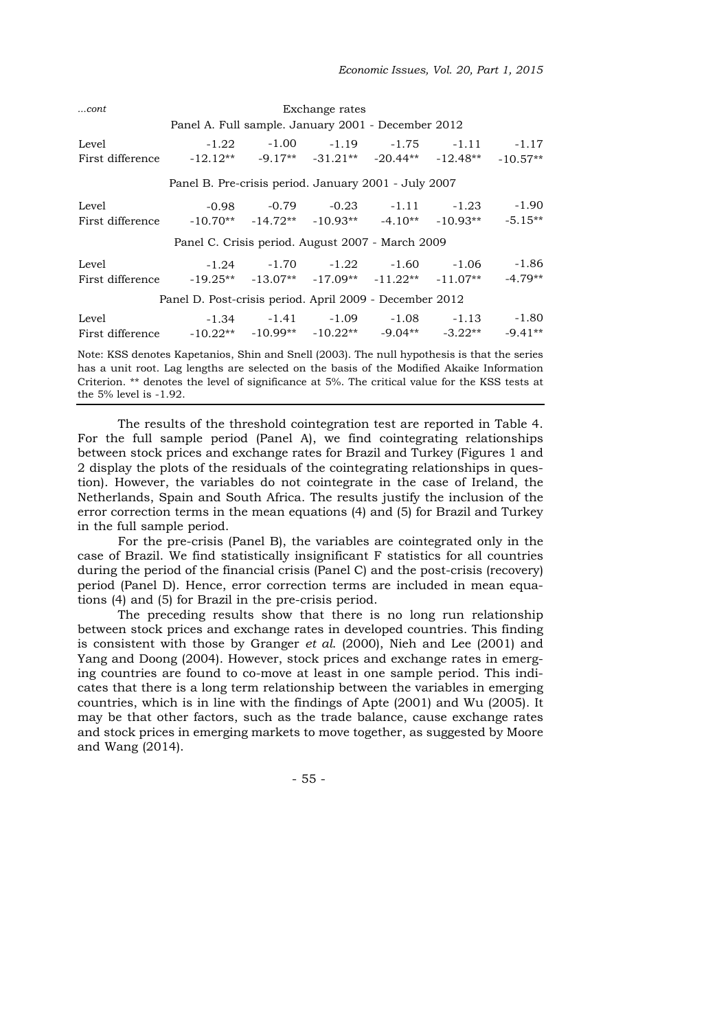| ...*cont* | Exchange rates | | | | | |
|---|---|---|---|---|---|---|
| | Panel A. Full sample. January 2001 - December 2012 | | | | | |
| Level | -1.22 | -1.00 | -1.19 | -1.75 | -1.11 | -1.17 |
| First difference | -12.12** | -9.17** | -31.21** | -20.44** | -12.48** | -10.57** |
| | Panel B. Pre-crisis period. January 2001 - July 2007 | | | | | |
| Level | -0.98 | -0.79 | -0.23 | -1.11 | -1.23 | -1.90 |
| First difference | -10.70** | -14.72** | -10.93** | -4.10** | -10.93** | -5.15** |
| | Panel C. Crisis period. August 2007 - March 2009 | | | | | |
| Level | -1.24 | -1.70 | -1.22 | -1.60 | -1.06 | -1.86 |
| First difference | -19.25** | -13.07** | -17.09** | -11.22** | -11.07** | -4.79** |
| | Panel D. Post-crisis period. April 2009 - December 2012 | | | | | |
| Level | -1.34 | -1.41 | -1.09 | -1.08 | -1.13 | -1.80 |
| First difference | -10.22** | -10.99** | -10.22** | -9.04** | -3.22** | -9.41** |

Note: KSS denotes Kapetanios, Shin and Snell (2003). The null hypothesis is that the series has a unit root. Lag lengths are selected on the basis of the Modified Akaike Information Criterion. ** denotes the level of significance at 5%. The critical value for the KSS tests at the 5% level is -1.92.

The results of the threshold cointegration test are reported in Table 4. For the full sample period (Panel A), we find cointegrating relationships between stock prices and exchange rates for Brazil and Turkey (Figures 1 and 2 display the plots of the residuals of the cointegrating relationships in question). However, the variables do not cointegrate in the case of Ireland, the Netherlands, Spain and South Africa. The results justify the inclusion of the error correction terms in the mean equations (4) and (5) for Brazil and Turkey in the full sample period.

For the pre-crisis (Panel B), the variables are cointegrated only in the case of Brazil. We find statistically insignificant F statistics for all countries during the period of the financial crisis (Panel C) and the post-crisis (recovery) period (Panel D). Hence, error correction terms are included in mean equations (4) and (5) for Brazil in the pre-crisis period.

The preceding results show that there is no long run relationship between stock prices and exchange rates in developed countries. This finding is consistent with those by Granger *et al.* (2000), Nieh and Lee (2001) and Yang and Doong (2004). However, stock prices and exchange rates in emerging countries are found to co-move at least in one sample period. This indicates that there is a long term relationship between the variables in emerging countries, which is in line with the findings of Apte (2001) and Wu (2005). It may be that other factors, such as the trade balance, cause exchange rates and stock prices in emerging markets to move together, as suggested by Moore and Wang (2014).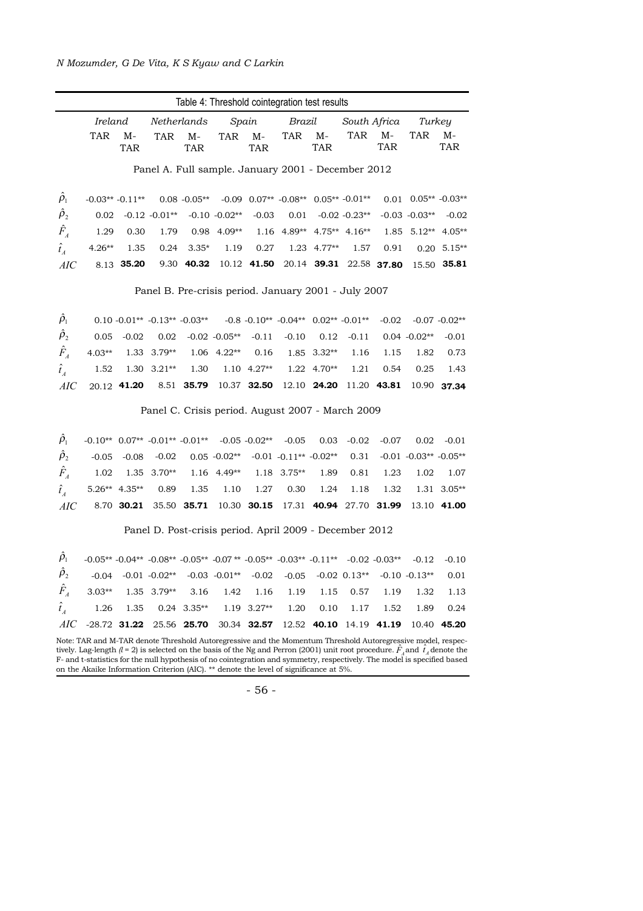Table 4: Threshold cointegration test results

| | Ireland | | Netherlands | | Spain | | Brazil | | South Africa | | Turkey | |
|---|---|---|---|---|---|---|---|---|---|---|---|---|
| | TAR | M-TAR | TAR | M-TAR | TAR | M-TAR | TAR | M-TAR | TAR | M-TAR | TAR | M-TAR |
| **Panel A. Full sample. January 2001 - December 2012** | | | | | | | | | | | | |
| $\hat{\rho}_1$ | -0.03** | -0.11** | 0.08 | -0.05** | -0.09 | 0.07** | -0.08** | 0.05** | -0.01** | 0.01 | 0.05** | -0.03** |
| $\hat{\rho}_2$ | 0.02 | -0.12 | -0.01** | -0.10 | -0.02** | -0.03 | 0.01 | -0.02 | -0.23** | -0.03 | -0.03** | -0.02 |
| $\hat{F}_A$ | 1.29 | 0.30 | 1.79 | 0.98 | 4.09** | 1.16 | 4.89** | 4.75** | 4.16** | 1.85 | 5.12** | 4.05** |
| $\hat{t}_A$ | 4.26** | 1.35 | 0.24 | 3.35* | 1.19 | 0.27 | 1.23 | 4.77** | 1.57 | 0.91 | 0.20 | 5.15** |
| $AIC$ | 8.13 | **35.20** | 9.30 | **40.32** | 10.12 | **41.50** | 20.14 | **39.31** | 22.58 | **37.80** | 15.50 | **35.81** |
| **Panel B. Pre-crisis period. January 2001 - July 2007** | | | | | | | | | | | | |
| $\hat{\rho}_1$ | 0.10 | -0.01** | -0.13** | -0.03** | -0.8 | -0.10** | -0.04** | 0.02** | -0.01** | -0.02 | -0.07 | -0.02** |
| $\hat{\rho}_2$ | 0.05 | -0.02 | 0.02 | -0.02 | -0.05** | -0.11 | -0.10 | 0.12 | -0.11 | 0.04 | -0.02** | -0.01 |
| $\hat{F}_A$ | 4.03** | 1.33 | 3.79** | 1.06 | 4.22** | 0.16 | 1.85 | 3.32** | 1.16 | 1.15 | 1.82 | 0.73 |
| $\hat{t}_A$ | 1.52 | 1.30 | 3.21** | 1.30 | 1.10 | 4.27** | 1.22 | 4.70** | 1.21 | 0.54 | 0.25 | 1.43 |
| $AIC$ | 20.12 | **41.20** | 8.51 | **35.79** | 10.37 | **32.50** | 12.10 | **24.20** | 11.20 | **43.81** | 10.90 | **37.34** |
| **Panel C. Crisis period. August 2007 - March 2009** | | | | | | | | | | | | |
| $\hat{\rho}_1$ | -0.10** | 0.07** | -0.01** | -0.01** | -0.05 | -0.02** | -0.05 | 0.03 | -0.02 | -0.07 | 0.02 | -0.01 |
| $\hat{\rho}_2$ | -0.05 | -0.08 | -0.02 | 0.05 | -0.02** | -0.01 | -0.11** | -0.02** | 0.31 | -0.01 | -0.03** | -0.05** |
| $\hat{F}_A$ | 1.02 | 1.35 | 3.70** | 1.16 | 4.49** | 1.18 | 3.75** | 1.89 | 0.81 | 1.23 | 1.02 | 1.07 |
| $\hat{t}_A$ | 5.26** | 4.35** | 0.89 | 1.35 | 1.10 | 1.27 | 0.30 | 1.24 | 1.18 | 1.32 | 1.31 | 3.05** |
| $AIC$ | 8.70 | **30.21** | 35.50 | **35.71** | 10.30 | **30.15** | 17.31 | **40.94** | 27.70 | **31.99** | 13.10 | **41.00** |
| **Panel D. Post-crisis period. April 2009 - December 2012** | | | | | | | | | | | | |
| $\hat{\rho}_1$ | -0.05** | -0.04** | -0.08** | -0.05** | -0.07 ** | -0.05** | -0.03** | -0.11** | -0.02 | -0.03** | -0.12 | -0.10 |
| $\hat{\rho}_2$ | -0.04 | -0.01 | -0.02** | -0.03 | -0.01** | -0.02 | -0.05 | -0.02 | 0.13** | -0.10 | -0.13** | 0.01 |
| $\hat{F}_A$ | 3.03** | 1.35 | 3.79** | 3.16 | 1.42 | 1.16 | 1.19 | 1.15 | 0.57 | 1.19 | 1.32 | 1.13 |
| $\hat{t}_A$ | 1.26 | 1.35 | 0.24 | 3.35** | 1.19 | 3.27** | 1.20 | 0.10 | 1.17 | 1.52 | 1.89 | 0.24 |
| $AIC$ | -28.72 | **31.22** | 25.56 | **25.70** | 30.34 | **32.57** | 12.52 | **40.10** | 14.19 | **41.19** | 10.40 | **45.20** |

Note: TAR and M-TAR denote Threshold Autoregressive and the Momentum Threshold Autoregressive model, respectively. Lag-length ($l$ = 2) is selected on the basis of the Ng and Perron (2001) unit root procedure. $\hat{F}_A$ and $\hat{t}_A$ denote the F- and t-statistics for the null hypothesis of no cointegration and symmetry, respectively. The model is specified based on the Akaike Information Criterion (AIC). ** denote the level of significance at 5%.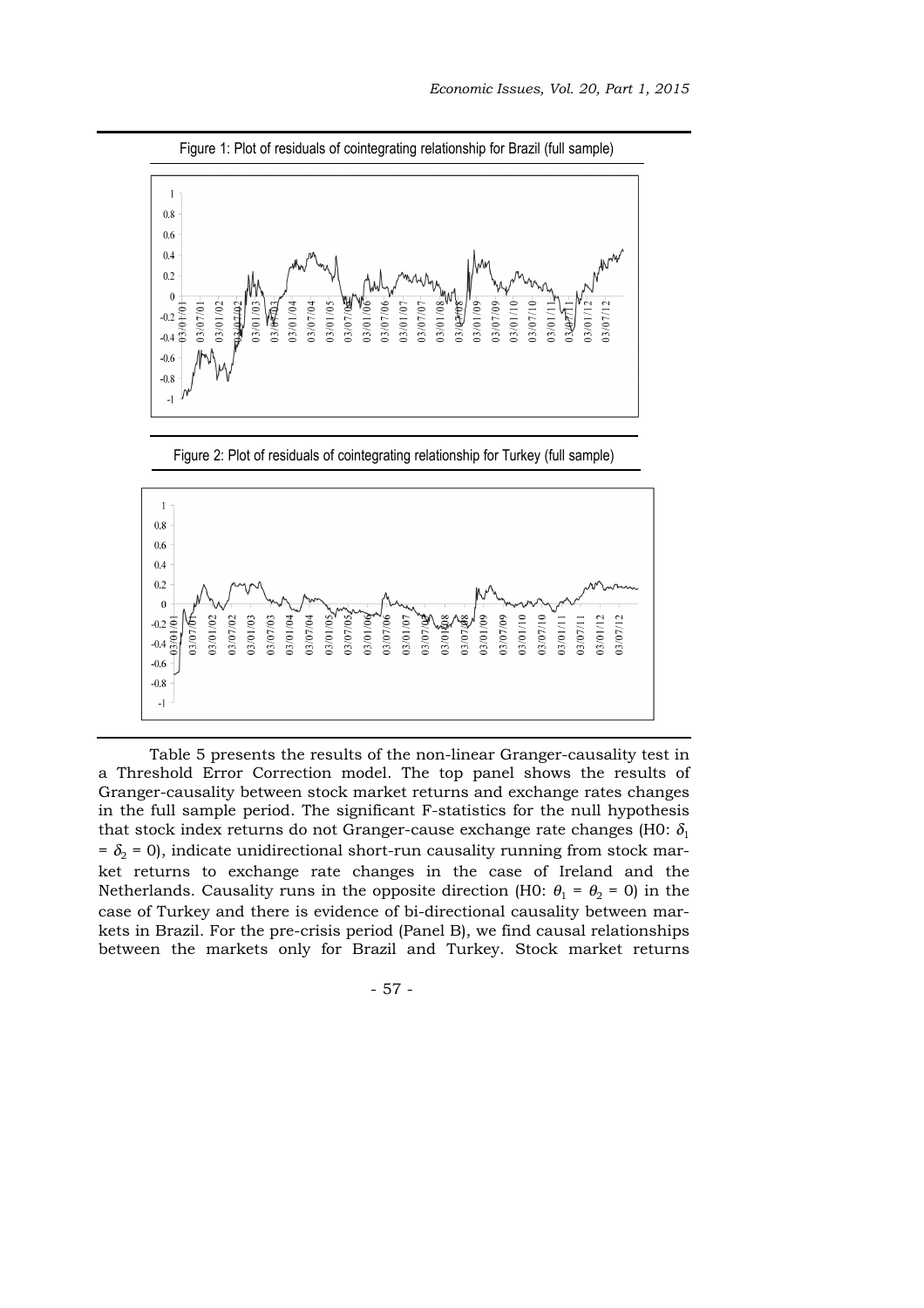Figure 1: Plot of residuals of cointegrating relationship for Brazil (full sample)

Figure 2: Plot of residuals of cointegrating relationship for Turkey (full sample)

Table 5 presents the results of the non-linear Granger-causality test in a Threshold Error Correction model. The top panel shows the results of Granger-causality between stock market returns and exchange rates changes in the full sample period. The significant F-statistics for the null hypothesis that stock index returns do not Granger-cause exchange rate changes (H0: $\delta_1 = \delta_2 = 0$), indicate unidirectional short-run causality running from stock market returns to exchange rate changes in the case of Ireland and the Netherlands. Causality runs in the opposite direction (H0: $\theta_1 = \theta_2 = 0$) in the case of Turkey and there is evidence of bi-directional causality between markets in Brazil. For the pre-crisis period (Panel B), we find causal relationships between the markets only for Brazil and Turkey. Stock market returns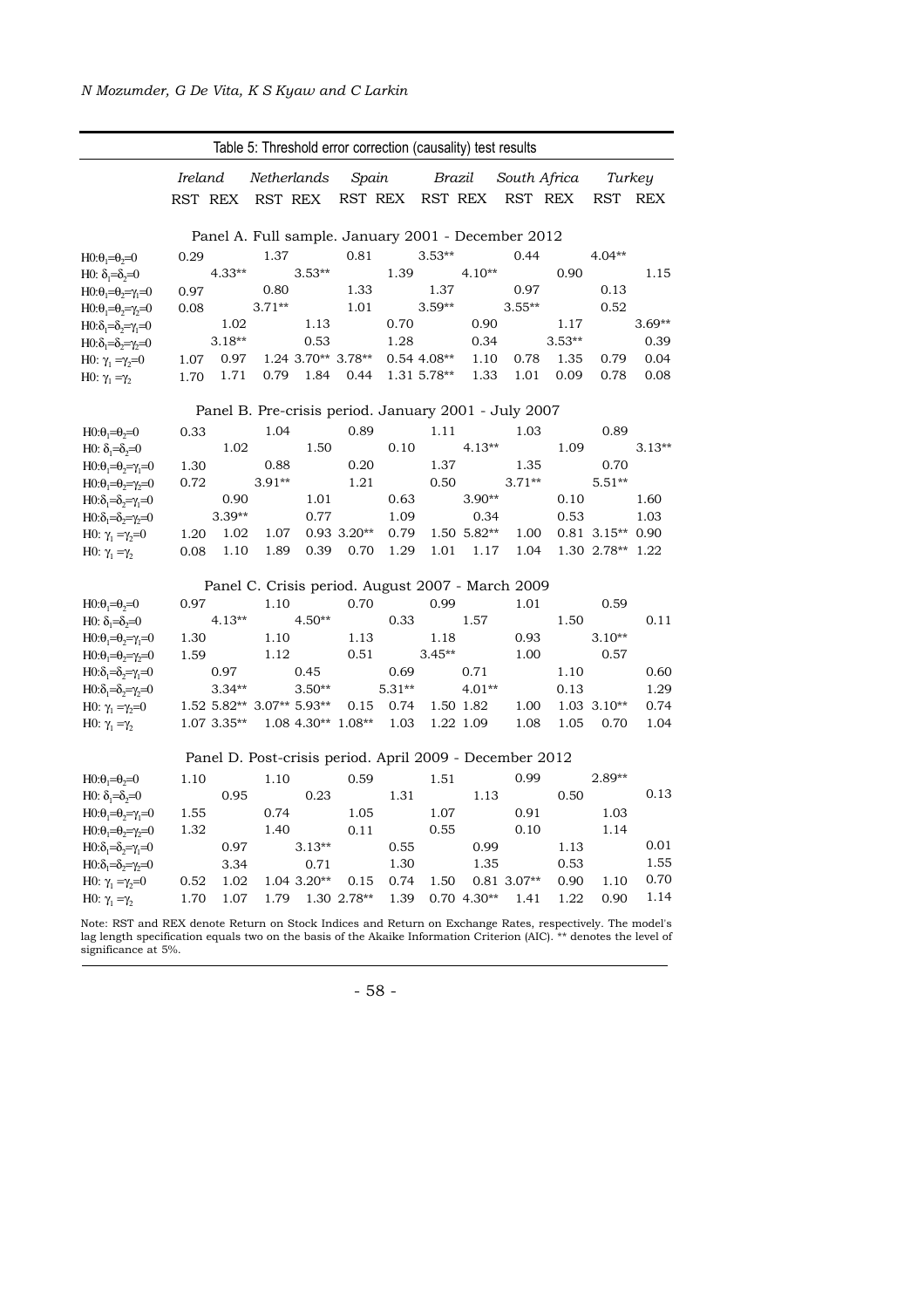Table 5: Threshold error correction (causality) test results

| | *Ireland* | | *Netherlands* | | *Spain* | | *Brazil* | | *South Africa* | | *Turkey* | |
|---|---|---|---|---|---|---|---|---|---|---|---|---|
| | RST | REX | RST | REX | RST | REX | RST | REX | RST | REX | RST | REX |
| **Panel A. Full sample. January 2001 - December 2012** | | | | | | | | | | | | |
| $H0{:}\theta_1=\theta_2=0$ | 0.29 | | 1.37 | | 0.81 | | 3.53** | | 0.44 | | 4.04** | |
| $H0{:}\ \delta_1=\delta_2=0$ | | 4.33** | | 3.53** | | 1.39 | | 4.10** | | 0.90 | | 1.15 |
| $H0{:}\theta_1=\theta_2=\gamma_1=0$ | 0.97 | | 0.80 | | 1.33 | | 1.37 | | 0.97 | | 0.13 | |
| $H0{:}\theta_1=\theta_2=\gamma_2=0$ | 0.08 | | 3.71** | | 1.01 | | 3.59** | | 3.55** | | 0.52 | |
| $H0{:}\delta_1=\delta_2=\gamma_1=0$ | | 1.02 | | 1.13 | | 0.70 | | 0.90 | | 1.17 | | 3.69** |
| $H0{:}\delta_1=\delta_2=\gamma_2=0$ | | 3.18** | | 0.53 | | 1.28 | | 0.34 | | 3.53** | | 0.39 |
| $H0{:}\ \gamma_1=\gamma_2=0$ | 1.07 | 0.97 | 1.24 | 3.70** | 3.78** | 0.54 | 4.08** | 1.10 | 0.78 | 1.35 | 0.79 | 0.04 |
| $H0{:}\ \gamma_1=\gamma_2$ | 1.70 | 1.71 | 0.79 | 1.84 | 0.44 | 1.31 | 5.78** | 1.33 | 1.01 | 0.09 | 0.78 | 0.08 |
| **Panel B. Pre-crisis period. January 2001 - July 2007** | | | | | | | | | | | | |
| $H0{:}\theta_1=\theta_2=0$ | 0.33 | | 1.04 | | 0.89 | | 1.11 | | 1.03 | | 0.89 | |
| $H0{:}\ \delta_1=\delta_2=0$ | | 1.02 | | 1.50 | | 0.10 | | 4.13** | | 1.09 | | 3.13** |
| $H0{:}\theta_1=\theta_2=\gamma_1=0$ | 1.30 | | 0.88 | | 0.20 | | 1.37 | | 1.35 | | 0.70 | |
| $H0{:}\theta_1=\theta_2=\gamma_2=0$ | 0.72 | | 3.91** | | 1.21 | | 0.50 | | 3.71** | | 5.51** | |
| $H0{:}\delta_1=\delta_2=\gamma_1=0$ | | 0.90 | | 1.01 | | 0.63 | | 3.90** | | 0.10 | | 1.60 |
| $H0{:}\delta_1=\delta_2=\gamma_2=0$ | | 3.39** | | 0.77 | | 1.09 | | 0.34 | | 0.53 | | 1.03 |
| $H0{:}\ \gamma_1=\gamma_2=0$ | 1.20 | 1.02 | 1.07 | 0.93 | 3.20** | 0.79 | 1.50 | 5.82** | 1.00 | 0.81 | 3.15** | 0.90 |
| $H0{:}\ \gamma_1=\gamma_2$ | 0.08 | 1.10 | 1.89 | 0.39 | 0.70 | 1.29 | 1.01 | 1.17 | 1.04 | 1.30 | 2.78** | 1.22 |
| **Panel C. Crisis period. August 2007 - March 2009** | | | | | | | | | | | | |
| $H0{:}\theta_1=\theta_2=0$ | 0.97 | | 1.10 | | 0.70 | | 0.99 | | 1.01 | | 0.59 | |
| $H0{:}\ \delta_1=\delta_2=0$ | | 4.13** | | 4.50** | | 0.33 | | 1.57 | | 1.50 | | 0.11 |
| $H0{:}\theta_1=\theta_2=\gamma_1=0$ | 1.30 | | 1.10 | | 1.13 | | 1.18 | | 0.93 | | 3.10** | |
| $H0{:}\theta_1=\theta_2=\gamma_2=0$ | 1.59 | | 1.12 | | 0.51 | | 3.45** | | 1.00 | | 0.57 | |
| $H0{:}\delta_1=\delta_2=\gamma_1=0$ | | 0.97 | | 0.45 | | 0.69 | | 0.71 | | 1.10 | | 0.60 |
| $H0{:}\delta_1=\delta_2=\gamma_2=0$ | | 3.34** | | 3.50** | | 5.31** | | 4.01** | | 0.13 | | 1.29 |
| $H0{:}\ \gamma_1=\gamma_2=0$ | 1.52 | 5.82** | 3.07** | 5.93** | 0.15 | 0.74 | 1.50 | 1.82 | 1.00 | 1.03 | 3.10** | 0.74 |
| $H0{:}\ \gamma_1=\gamma_2$ | 1.07 | 3.35** | 1.08 | 4.30** | 1.08** | 1.03 | 1.22 | 1.09 | 1.08 | 1.05 | 0.70 | 1.04 |
| **Panel D. Post-crisis period. April 2009 - December 2012** | | | | | | | | | | | | |
| $H0{:}\theta_1=\theta_2=0$ | 1.10 | | 1.10 | | 0.59 | | 1.51 | | 0.99 | | 2.89** | |
| $H0{:}\ \delta_1=\delta_2=0$ | | 0.95 | | 0.23 | | 1.31 | | 1.13 | | 0.50 | | 0.13 |
| $H0{:}\theta_1=\theta_2=\gamma_1=0$ | 1.55 | | 0.74 | | 1.05 | | 1.07 | | 0.91 | | 1.03 | |
| $H0{:}\theta_1=\theta_2=\gamma_2=0$ | 1.32 | | 1.40 | | 0.11 | | 0.55 | | 0.10 | | 1.14 | |
| $H0{:}\delta_1=\delta_2=\gamma_1=0$ | | 0.97 | | 3.13** | | 0.55 | | 0.99 | | 1.13 | | 0.01 |
| $H0{:}\delta_1=\delta_2=\gamma_2=0$ | | 3.34 | | 0.71 | | 1.30 | | 1.35 | | 0.53 | | 1.55 |
| $H0{:}\ \gamma_1=\gamma_2=0$ | 0.52 | 1.02 | 1.04 | 3.20** | 0.15 | 0.74 | 1.50 | 0.81 | 3.07** | 0.90 | 1.10 | 0.70 |
| $H0{:}\ \gamma_1=\gamma_2$ | 1.70 | 1.07 | 1.79 | 1.30 | 2.78** | 1.39 | 0.70 | 4.30** | 1.41 | 1.22 | 0.90 | 1.14 |

Note: RST and REX denote Return on Stock Indices and Return on Exchange Rates, respectively. The model's lag length specification equals two on the basis of the Akaike Information Criterion (AIC). ** denotes the level of significance at 5%.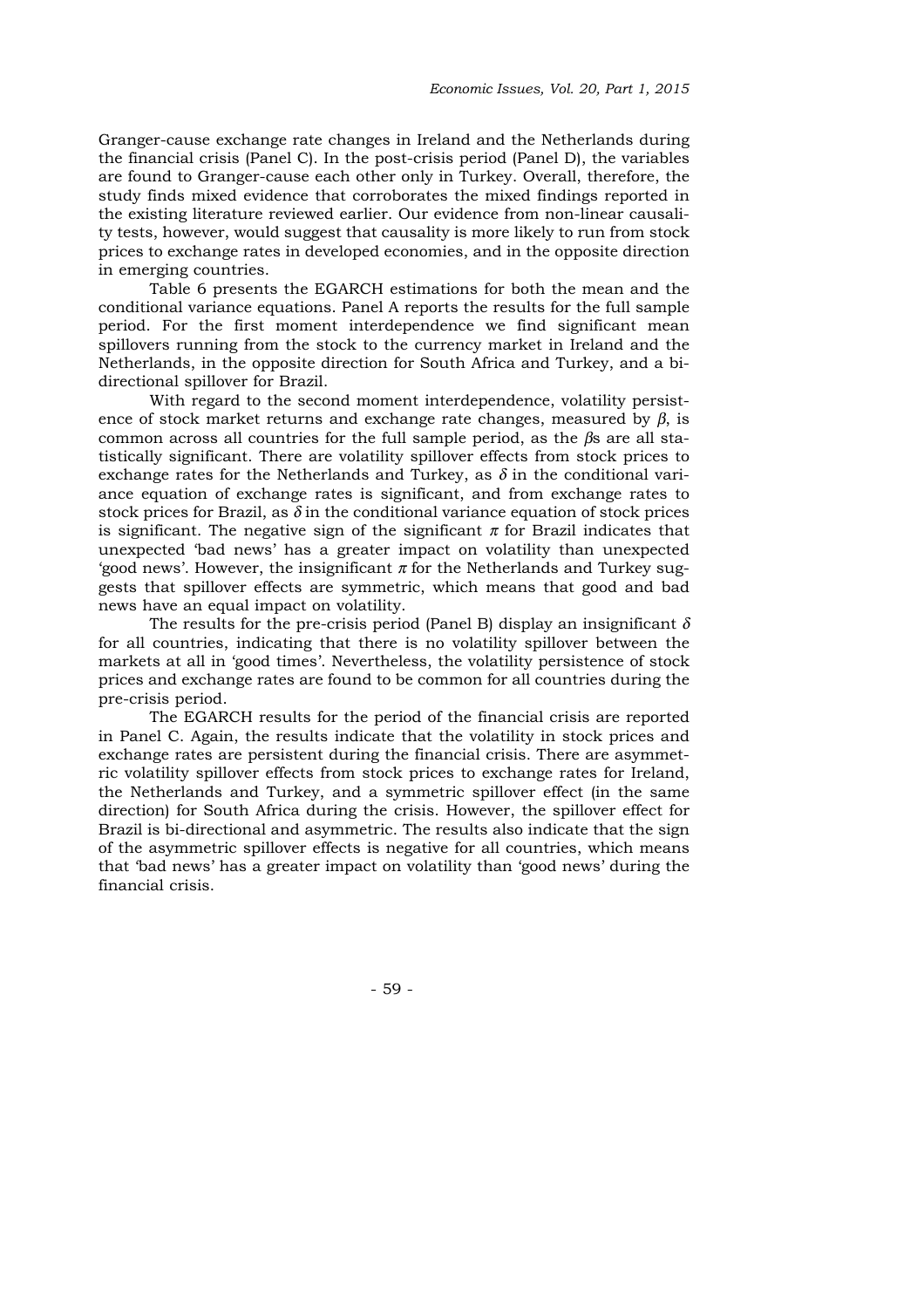Granger-cause exchange rate changes in Ireland and the Netherlands during the financial crisis (Panel C). In the post-crisis period (Panel D), the variables are found to Granger-cause each other only in Turkey. Overall, therefore, the study finds mixed evidence that corroborates the mixed findings reported in the existing literature reviewed earlier. Our evidence from non-linear causality tests, however, would suggest that causality is more likely to run from stock prices to exchange rates in developed economies, and in the opposite direction in emerging countries.

Table 6 presents the EGARCH estimations for both the mean and the conditional variance equations. Panel A reports the results for the full sample period. For the first moment interdependence we find significant mean spillovers running from the stock to the currency market in Ireland and the Netherlands, in the opposite direction for South Africa and Turkey, and a bi-directional spillover for Brazil.

With regard to the second moment interdependence, volatility persistence of stock market returns and exchange rate changes, measured by $\beta$, is common across all countries for the full sample period, as the $\beta$s are all statistically significant. There are volatility spillover effects from stock prices to exchange rates for the Netherlands and Turkey, as $\delta$ in the conditional variance equation of exchange rates is significant, and from exchange rates to stock prices for Brazil, as $\delta$ in the conditional variance equation of stock prices is significant. The negative sign of the significant $\pi$ for Brazil indicates that unexpected 'bad news' has a greater impact on volatility than unexpected 'good news'. However, the insignificant $\pi$ for the Netherlands and Turkey suggests that spillover effects are symmetric, which means that good and bad news have an equal impact on volatility.

The results for the pre-crisis period (Panel B) display an insignificant $\delta$ for all countries, indicating that there is no volatility spillover between the markets at all in 'good times'. Nevertheless, the volatility persistence of stock prices and exchange rates are found to be common for all countries during the pre-crisis period.

The EGARCH results for the period of the financial crisis are reported in Panel C. Again, the results indicate that the volatility in stock prices and exchange rates are persistent during the financial crisis. There are asymmetric volatility spillover effects from stock prices to exchange rates for Ireland, the Netherlands and Turkey, and a symmetric spillover effect (in the same direction) for South Africa during the crisis. However, the spillover effect for Brazil is bi-directional and asymmetric. The results also indicate that the sign of the asymmetric spillover effects is negative for all countries, which means that 'bad news' has a greater impact on volatility than 'good news' during the financial crisis.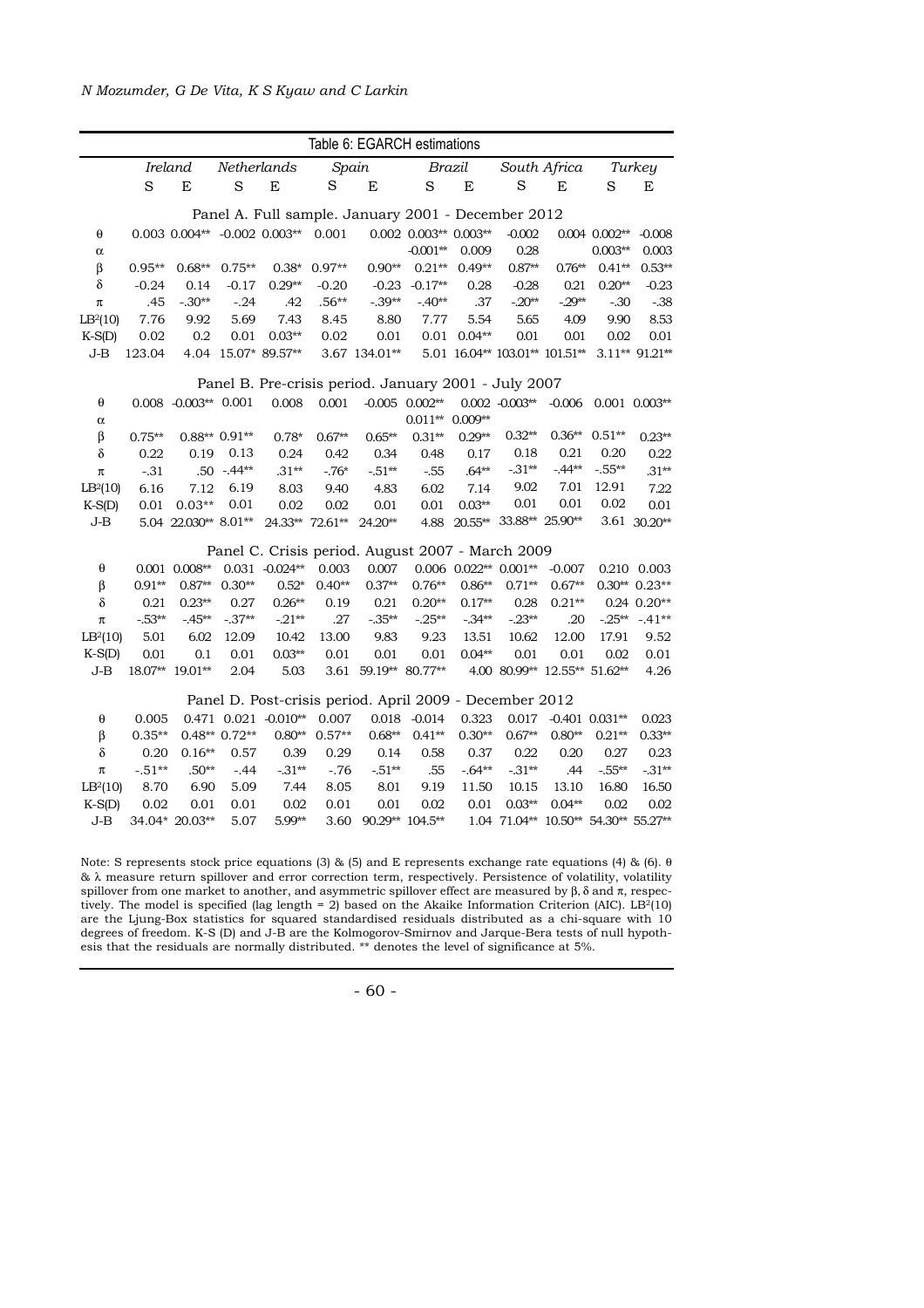**Table 6: EGARCH estimations**

| | *Ireland* | | *Netherlands* | | *Spain* | | *Brazil* | | *South Africa* | | *Turkey* | |
|---|---|---|---|---|---|---|---|---|---|---|---|---|
| | S | E | S | E | S | E | S | E | S | E | S | E |
| **Panel A. Full sample. January 2001 - December 2012** | | | | | | | | | | | | |
| $\theta$ | 0.003 | 0.004** | -0.002 | 0.003** | 0.001 | 0.002 | 0.003** | 0.003** | -0.002 | 0.004 | 0.002** | -0.008 |
| $\alpha$ | | | | | | | -0.001** | 0.009 | 0.28 | | 0.003** | 0.003 |
| $\beta$ | 0.95** | 0.68** | 0.75** | 0.38* | 0.97** | 0.90** | 0.21** | 0.49** | 0.87** | 0.76** | 0.41** | 0.53** |
| $\delta$ | -0.24 | 0.14 | -0.17 | 0.29** | -0.20 | -0.23 | -0.17** | 0.28 | -0.28 | 0.21 | 0.20** | -0.23 |
| $\pi$ | .45 | -.30** | -.24 | .42 | .56** | -.39** | -.40** | .37 | -.20** | -.29** | -.30 | -.38 |
| $LB^2(10)$ | 7.76 | 9.92 | 5.69 | 7.43 | 8.45 | 8.80 | 7.77 | 5.54 | 5.65 | 4.09 | 9.90 | 8.53 |
| K-S(D) | 0.02 | 0.2 | 0.01 | 0.03** | 0.02 | 0.01 | 0.01 | 0.04** | 0.01 | 0.01 | 0.02 | 0.01 |
| J-B | 123.04 | 4.04 | 15.07* | 89.57** | 3.67 | 134.01** | 5.01 | 16.04** | 103.01** | 101.51** | 3.11** | 91.21** |
| **Panel B. Pre-crisis period. January 2001 - July 2007** | | | | | | | | | | | | |
| $\theta$ | 0.008 | -0.003** | 0.001 | 0.008 | 0.001 | -0.005 | 0.002** | 0.002 | -0.003** | -0.006 | 0.001 | 0.003** |
| $\alpha$ | | | | | | | 0.011** | 0.009** | | | | |
| $\beta$ | 0.75** | 0.88** | 0.91** | 0.78* | 0.67** | 0.65** | 0.31** | 0.29** | 0.32** | 0.36** | 0.51** | 0.23** |
| $\delta$ | 0.22 | 0.19 | 0.13 | 0.24 | 0.42 | 0.34 | 0.48 | 0.17 | 0.18 | 0.21 | 0.20 | 0.22 |
| $\pi$ | -.31 | .50 | -.44** | .31** | -.76* | -.51** | -.55 | .64** | -.31** | -.44** | -.55** | .31** |
| $LB^2(10)$ | 6.16 | 7.12 | 6.19 | 8.03 | 9.40 | 4.83 | 6.02 | 7.14 | 9.02 | 7.01 | 12.91 | 7.22 |
| K-S(D) | 0.01 | 0.03** | 0.01 | 0.02 | 0.02 | 0.01 | 0.01 | 0.03** | 0.01 | 0.01 | 0.02 | 0.01 |
| J-B | 5.04 | 22.030** | 8.01** | 24.33** | 72.61** | 24.20** | 4.88 | 20.55** | 33.88** | 25.90** | 3.61 | 30.20** |
| **Panel C. Crisis period. August 2007 - March 2009** | | | | | | | | | | | | |
| $\theta$ | 0.001 | 0.008** | 0.031 | -0.024** | 0.003 | 0.007 | 0.006 | 0.022** | 0.001** | -0.007 | 0.210 | 0.003 |
| $\beta$ | 0.91** | 0.87** | 0.30** | 0.52* | 0.40** | 0.37** | 0.76** | 0.86** | 0.71** | 0.67** | 0.30** | 0.23** |
| $\delta$ | 0.21 | 0.23** | 0.27 | 0.26** | 0.19 | 0.21 | 0.20** | 0.17** | 0.28 | 0.21** | 0.24 | 0.20** |
| $\pi$ | -.53** | -.45** | -.37** | -.21** | .27 | -.35** | -.25** | -.34** | -.23** | .20 | -.25** | -.41** |
| $LB^2(10)$ | 5.01 | 6.02 | 12.09 | 10.42 | 13.00 | 9.83 | 9.23 | 13.51 | 10.62 | 12.00 | 17.91 | 9.52 |
| K-S(D) | 0.01 | 0.1 | 0.01 | 0.03** | 0.01 | 0.01 | 0.01 | 0.04** | 0.01 | 0.01 | 0.02 | 0.01 |
| J-B | 18.07** | 19.01** | 2.04 | 5.03 | 3.61 | 59.19** | 80.77** | 4.00 | 80.99** | 12.55** | 51.62** | 4.26 |
| **Panel D. Post-crisis period. April 2009 - December 2012** | | | | | | | | | | | | |
| $\theta$ | 0.005 | 0.471 | 0.021 | -0.010** | 0.007 | 0.018 | -0.014 | 0.323 | 0.017 | -0.401 | 0.031** | 0.023 |
| $\beta$ | 0.35** | 0.48** | 0.72** | 0.80** | 0.57** | 0.68** | 0.41** | 0.30** | 0.67** | 0.80** | 0.21** | 0.33** |
| $\delta$ | 0.20 | 0.16** | 0.57 | 0.39 | 0.29 | 0.14 | 0.58 | 0.37 | 0.22 | 0.20 | 0.27 | 0.23 |
| $\pi$ | -.51** | .50** | -.44 | -.31** | -.76 | -.51** | .55 | -.64** | -.31** | .44 | -.55** | -.31** |
| $LB^2(10)$ | 8.70 | 6.90 | 5.09 | 7.44 | 8.05 | 8.01 | 9.19 | 11.50 | 10.15 | 13.10 | 16.80 | 16.50 |
| K-S(D) | 0.02 | 0.01 | 0.01 | 0.02 | 0.01 | 0.01 | 0.02 | 0.01 | 0.03** | 0.04** | 0.02 | 0.02 |
| J-B | 34.04* | 20.03** | 5.07 | 5.99** | 3.60 | 90.29** | 104.5** | 1.04 | 71.04** | 10.50** | 54.30** | 55.27** |

Note: S represents stock price equations (3) & (5) and E represents exchange rate equations (4) & (6). $\theta$ & $\lambda$ measure return spillover and error correction term, respectively. Persistence of volatility, volatility spillover from one market to another, and asymmetric spillover effect are measured by $\beta$, $\delta$ and $\pi$, respectively. The model is specified (lag length = 2) based on the Akaike Information Criterion (AIC). $LB^2(10)$ are the Ljung-Box statistics for squared standardised residuals distributed as a chi-square with 10 degrees of freedom. K-S (D) and J-B are the Kolmogorov-Smirnov and Jarque-Bera tests of null hypothesis that the residuals are normally distributed. ** denotes the level of significance at 5%.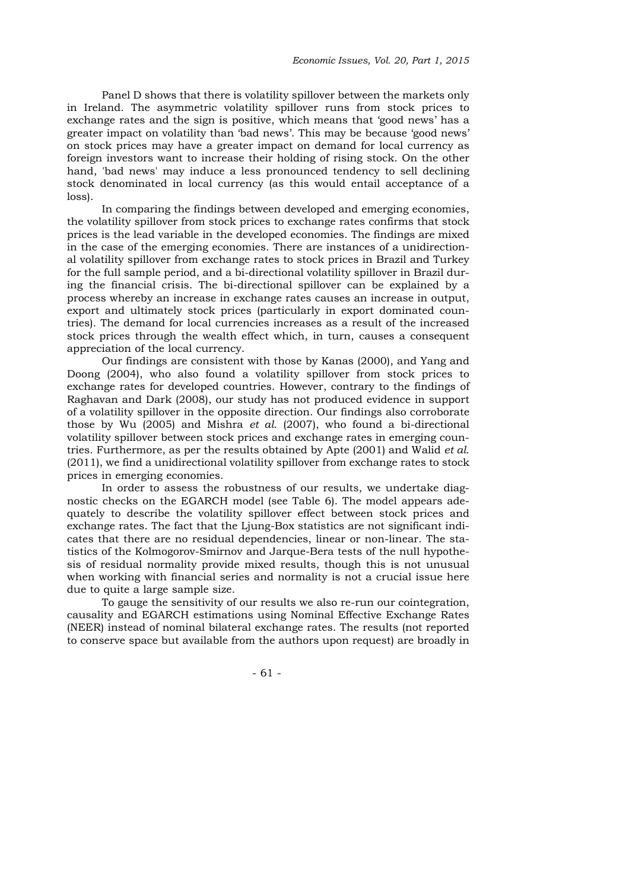Panel D shows that there is volatility spillover between the markets only in Ireland. The asymmetric volatility spillover runs from stock prices to exchange rates and the sign is positive, which means that 'good news' has a greater impact on volatility than 'bad news'. This may be because 'good news' on stock prices may have a greater impact on demand for local currency as foreign investors want to increase their holding of rising stock. On the other hand, 'bad news' may induce a less pronounced tendency to sell declining stock denominated in local currency (as this would entail acceptance of a loss).

In comparing the findings between developed and emerging economies, the volatility spillover from stock prices to exchange rates confirms that stock prices is the lead variable in the developed economies. The findings are mixed in the case of the emerging economies. There are instances of a unidirectional volatility spillover from exchange rates to stock prices in Brazil and Turkey for the full sample period, and a bi-directional volatility spillover in Brazil during the financial crisis. The bi-directional spillover can be explained by a process whereby an increase in exchange rates causes an increase in output, export and ultimately stock prices (particularly in export dominated countries). The demand for local currencies increases as a result of the increased stock prices through the wealth effect which, in turn, causes a consequent appreciation of the local currency.

Our findings are consistent with those by Kanas (2000), and Yang and Doong (2004), who also found a volatility spillover from stock prices to exchange rates for developed countries. However, contrary to the findings of Raghavan and Dark (2008), our study has not produced evidence in support of a volatility spillover in the opposite direction. Our findings also corroborate those by Wu (2005) and Mishra *et al.* (2007), who found a bi-directional volatility spillover between stock prices and exchange rates in emerging countries. Furthermore, as per the results obtained by Apte (2001) and Walid *et al.* (2011), we find a unidirectional volatility spillover from exchange rates to stock prices in emerging economies.

In order to assess the robustness of our results, we undertake diagnostic checks on the EGARCH model (see Table 6). The model appears adequately to describe the volatility spillover effect between stock prices and exchange rates. The fact that the Ljung-Box statistics are not significant indicates that there are no residual dependencies, linear or non-linear. The statistics of the Kolmogorov-Smirnov and Jarque-Bera tests of the null hypothesis of residual normality provide mixed results, though this is not unusual when working with financial series and normality is not a crucial issue here due to quite a large sample size.

To gauge the sensitivity of our results we also re-run our cointegration, causality and EGARCH estimations using Nominal Effective Exchange Rates (NEER) instead of nominal bilateral exchange rates. The results (not reported to conserve space but available from the authors upon request) are broadly in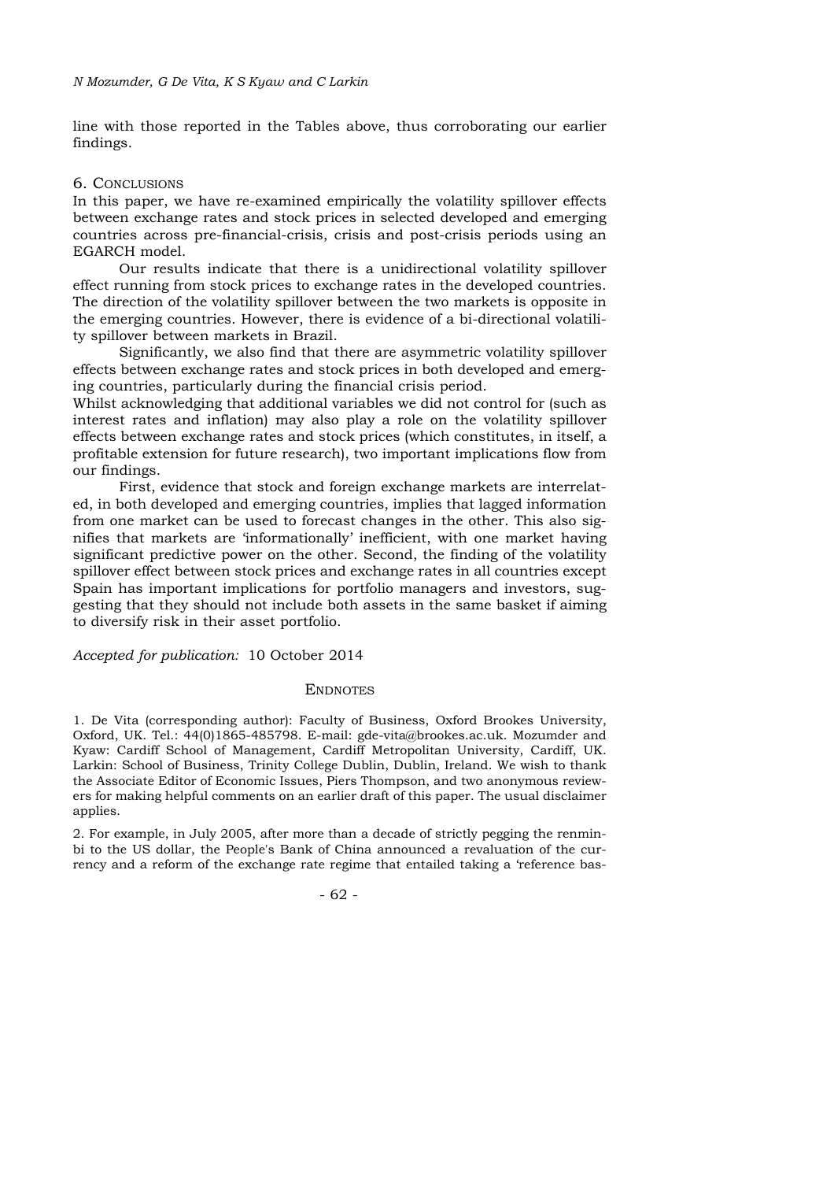line with those reported in the Tables above, thus corroborating our earlier findings.

## 6. Conclusions

In this paper, we have re-examined empirically the volatility spillover effects between exchange rates and stock prices in selected developed and emerging countries across pre-financial-crisis, crisis and post-crisis periods using an EGARCH model.

Our results indicate that there is a unidirectional volatility spillover effect running from stock prices to exchange rates in the developed countries. The direction of the volatility spillover between the two markets is opposite in the emerging countries. However, there is evidence of a bi-directional volatility spillover between markets in Brazil.

Significantly, we also find that there are asymmetric volatility spillover effects between exchange rates and stock prices in both developed and emerging countries, particularly during the financial crisis period.

Whilst acknowledging that additional variables we did not control for (such as interest rates and inflation) may also play a role on the volatility spillover effects between exchange rates and stock prices (which constitutes, in itself, a profitable extension for future research), two important implications flow from our findings.

First, evidence that stock and foreign exchange markets are interrelated, in both developed and emerging countries, implies that lagged information from one market can be used to forecast changes in the other. This also signifies that markets are 'informationally' inefficient, with one market having significant predictive power on the other. Second, the finding of the volatility spillover effect between stock prices and exchange rates in all countries except Spain has important implications for portfolio managers and investors, suggesting that they should not include both assets in the same basket if aiming to diversify risk in their asset portfolio.

*Accepted for publication:* 10 October 2014

## Endnotes

1. De Vita (corresponding author): Faculty of Business, Oxford Brookes University, Oxford, UK. Tel.: 44(0)1865-485798. E-mail: gde-vita@brookes.ac.uk. Mozumder and Kyaw: Cardiff School of Management, Cardiff Metropolitan University, Cardiff, UK. Larkin: School of Business, Trinity College Dublin, Dublin, Ireland. We wish to thank the Associate Editor of Economic Issues, Piers Thompson, and two anonymous reviewers for making helpful comments on an earlier draft of this paper. The usual disclaimer applies.

2. For example, in July 2005, after more than a decade of strictly pegging the renminbi to the US dollar, the People's Bank of China announced a revaluation of the currency and a reform of the exchange rate regime that entailed taking a 'reference bas-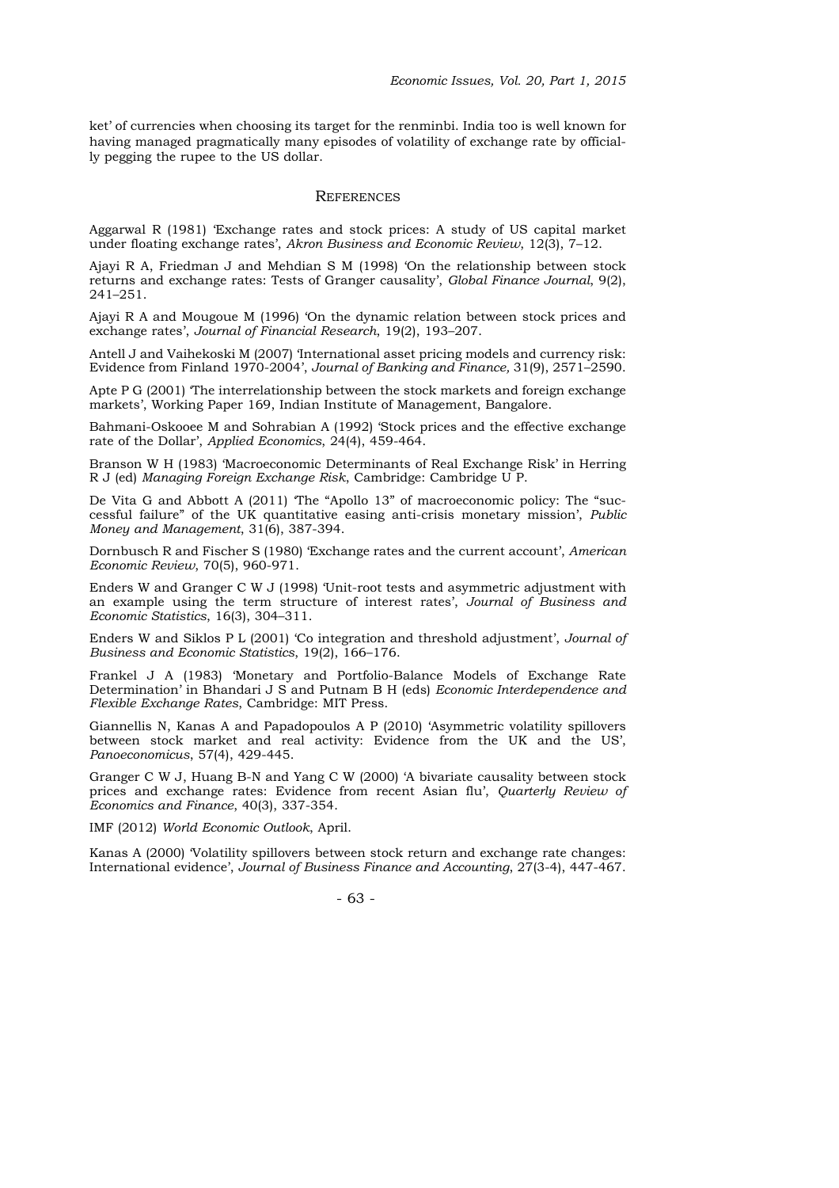ket' of currencies when choosing its target for the renminbi. India too is well known for having managed pragmatically many episodes of volatility of exchange rate by officially pegging the rupee to the US dollar.

## References

Aggarwal R (1981) 'Exchange rates and stock prices: A study of US capital market under floating exchange rates', *Akron Business and Economic Review*, 12(3), 7–12.

Ajayi R A, Friedman J and Mehdian S M (1998) 'On the relationship between stock returns and exchange rates: Tests of Granger causality', *Global Finance Journal*, 9(2), 241–251.

Ajayi R A and Mougoue M (1996) 'On the dynamic relation between stock prices and exchange rates', *Journal of Financial Research*, 19(2), 193–207.

Antell J and Vaihekoski M (2007) 'International asset pricing models and currency risk: Evidence from Finland 1970-2004', *Journal of Banking and Finance,* 31(9), 2571–2590.

Apte P G (2001) 'The interrelationship between the stock markets and foreign exchange markets', Working Paper 169, Indian Institute of Management, Bangalore.

Bahmani-Oskooee M and Sohrabian A (1992) 'Stock prices and the effective exchange rate of the Dollar', *Applied Economics*, 24(4), 459-464.

Branson W H (1983) 'Macroeconomic Determinants of Real Exchange Risk' in Herring R J (ed) *Managing Foreign Exchange Risk*, Cambridge: Cambridge U P.

De Vita G and Abbott A (2011) 'The "Apollo 13" of macroeconomic policy: The "successful failure" of the UK quantitative easing anti-crisis monetary mission', *Public Money and Management*, 31(6), 387-394.

Dornbusch R and Fischer S (1980) 'Exchange rates and the current account', *American Economic Review*, 70(5), 960-971.

Enders W and Granger C W J (1998) 'Unit-root tests and asymmetric adjustment with an example using the term structure of interest rates', *Journal of Business and Economic Statistics*, 16(3), 304–311.

Enders W and Siklos P L (2001) 'Co integration and threshold adjustment', *Journal of Business and Economic Statistics*, 19(2), 166–176.

Frankel J A (1983) 'Monetary and Portfolio-Balance Models of Exchange Rate Determination' in Bhandari J S and Putnam B H (eds) *Economic Interdependence and Flexible Exchange Rates*, Cambridge: MIT Press.

Giannellis N, Kanas A and Papadopoulos A P (2010) 'Asymmetric volatility spillovers between stock market and real activity: Evidence from the UK and the US', *Panoeconomicus*, 57(4), 429-445.

Granger C W J, Huang B-N and Yang C W (2000) 'A bivariate causality between stock prices and exchange rates: Evidence from recent Asian flu', *Quarterly Review of Economics and Finance*, 40(3), 337-354.

IMF (2012) *World Economic Outlook*, April.

Kanas A (2000) 'Volatility spillovers between stock return and exchange rate changes: International evidence', *Journal of Business Finance and Accounting*, 27(3-4), 447-467.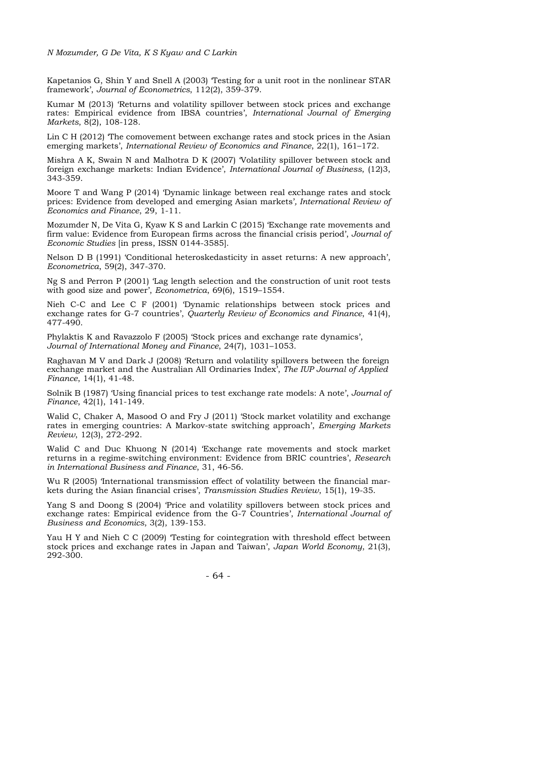Kapetanios G, Shin Y and Snell A (2003) 'Testing for a unit root in the nonlinear STAR framework', *Journal of Econometrics*, 112(2), 359-379.

Kumar M (2013) 'Returns and volatility spillover between stock prices and exchange rates: Empirical evidence from IBSA countries', *International Journal of Emerging Markets*, 8(2), 108-128.

Lin C H (2012) 'The comovement between exchange rates and stock prices in the Asian emerging markets', *International Review of Economics and Finance*, 22(1), 161–172.

Mishra A K, Swain N and Malhotra D K (2007) 'Volatility spillover between stock and foreign exchange markets: Indian Evidence', *International Journal of Business*, (12)3, 343-359.

Moore T and Wang P (2014) 'Dynamic linkage between real exchange rates and stock prices: Evidence from developed and emerging Asian markets', *International Review of Economics and Finance*, 29, 1-11.

Mozumder N, De Vita G, Kyaw K S and Larkin C (2015) 'Exchange rate movements and firm value: Evidence from European firms across the financial crisis period', *Journal of Economic Studies* [in press, ISSN 0144-3585].

Nelson D B (1991) 'Conditional heteroskedasticity in asset returns: A new approach', *Econometrica*, 59(2), 347-370.

Ng S and Perron P (2001) 'Lag length selection and the construction of unit root tests with good size and power', *Econometrica*, 69(6), 1519–1554.

Nieh C-C and Lee C F (2001) 'Dynamic relationships between stock prices and exchange rates for G-7 countries', *Quarterly Review of Economics and Finance*, 41(4), 477-490.

Phylaktis K and Ravazzolo F (2005) 'Stock prices and exchange rate dynamics', *Journal of International Money and Finance*, 24(7), 1031–1053.

Raghavan M V and Dark J (2008) 'Return and volatility spillovers between the foreign exchange market and the Australian All Ordinaries Index', *The IUP Journal of Applied Finance*, 14(1), 41-48.

Solnik B (1987) 'Using financial prices to test exchange rate models: A note', *Journal of Finance*, 42(1), 141-149.

Walid C, Chaker A, Masood O and Fry J (2011) 'Stock market volatility and exchange rates in emerging countries: A Markov-state switching approach', *Emerging Markets Review*, 12(3), 272-292.

Walid C and Duc Khuong N (2014) 'Exchange rate movements and stock market returns in a regime-switching environment: Evidence from BRIC countries', *Research in International Business and Finance*, 31, 46-56.

Wu R (2005) 'International transmission effect of volatility between the financial markets during the Asian financial crises', *Transmission Studies Review*, 15(1), 19-35.

Yang S and Doong S (2004) 'Price and volatility spillovers between stock prices and exchange rates: Empirical evidence from the G-7 Countries', *International Journal of Business and Economics*, 3(2), 139-153.

Yau H Y and Nieh C C (2009) 'Testing for cointegration with threshold effect between stock prices and exchange rates in Japan and Taiwan', *Japan World Economy*, 21(3), 292-300.